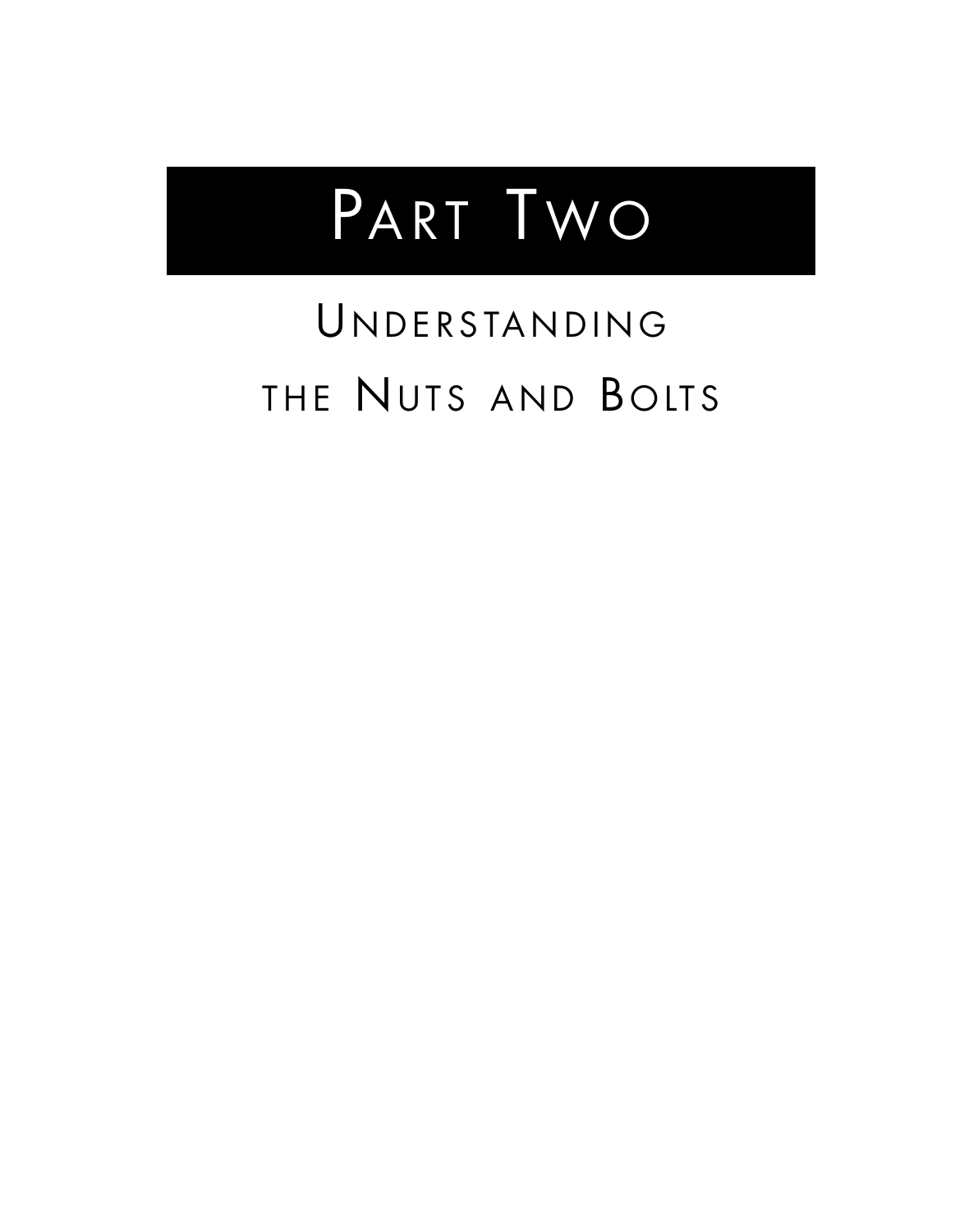# Part Two

## Understanding the Nuts and Bolts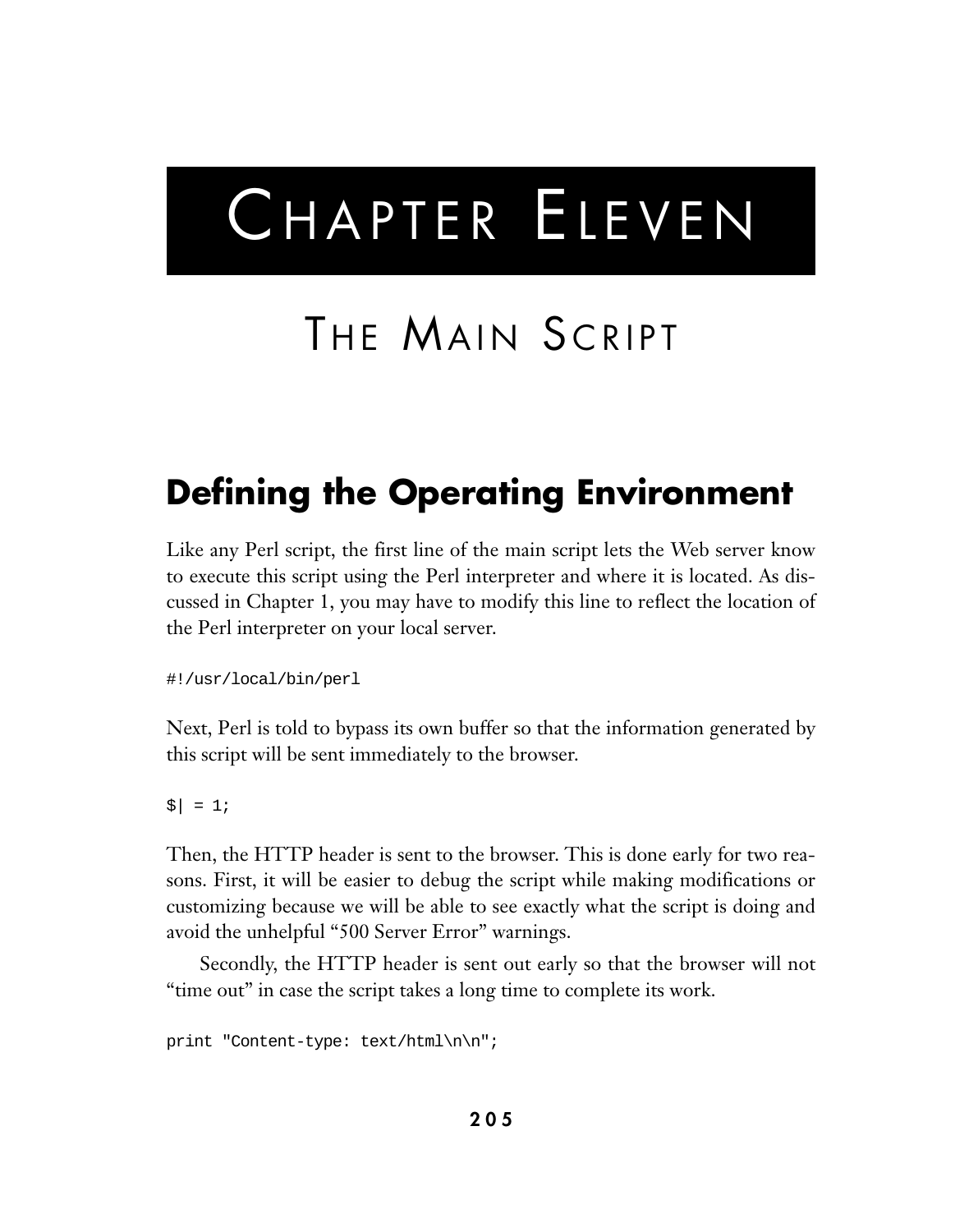# CHAPTER ELEVEN

# THE MAIN SCRIPT

## Defining the Operating Environment

Like any Perl script, the first line of the main script lets the Web server know to execute this script using the Perl interpreter and where it is located. As discussed in Chapter 1, you may have to modify this line to reflect the location of the Perl interpreter on your local server.

```
#!/usr/local/bin/perl
```

Next, Perl is told to bypass its own buffer so that the information generated by this script will be sent immediately to the browser.

```
$| = 1;
```

Then, the HTTP header is sent to the browser. This is done early for two reasons. First, it will be easier to debug the script while making modifications or customizing because we will be able to see exactly what the script is doing and avoid the unhelpful "500 Server Error" warnings.

Secondly, the HTTP header is sent out early so that the browser will not "time out" in case the script takes a long time to complete its work.

```
print "Content-type: text/html\n\n";
```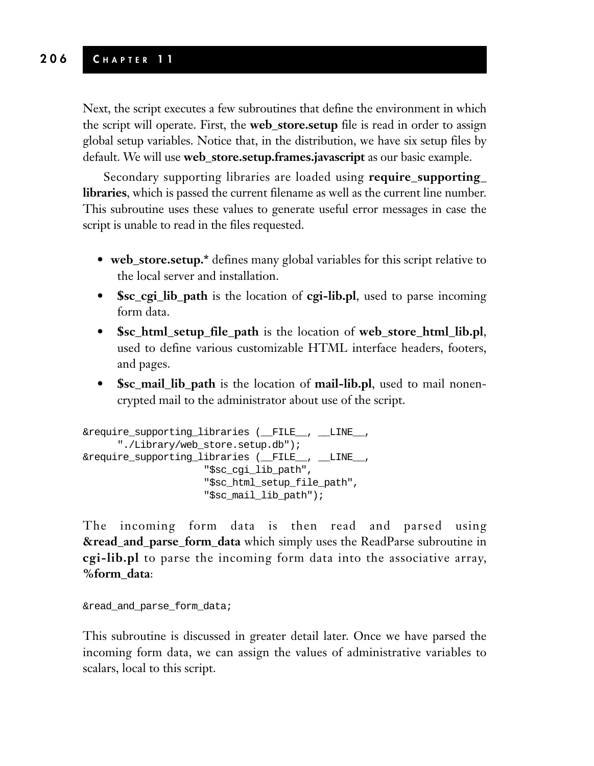Next, the script executes a few subroutines that define the environment in which the script will operate. First, the **web_store.setup** file is read in order to assign global setup variables. Notice that, in the distribution, we have six setup files by default. We will use **web_store.setup.frames.javascript** as our basic example.

Secondary supporting libraries are loaded using **require_supporting_libraries**, which is passed the current filename as well as the current line number. This subroutine uses these values to generate useful error messages in case the script is unable to read in the files requested.

- **web_store.setup.*** defines many global variables for this script relative to the local server and installation.
- **$sc_cgi_lib_path** is the location of **cgi-lib.pl**, used to parse incoming form data.
- **$sc_html_setup_file_path** is the location of **web_store_html_lib.pl**, used to define various customizable HTML interface headers, footers, and pages.
- **$sc_mail_lib_path** is the location of **mail-lib.pl**, used to mail nonencrypted mail to the administrator about use of the script.

```
&require_supporting_libraries (__FILE__, __LINE__,
      "./Library/web_store.setup.db");
&require_supporting_libraries (__FILE__, __LINE__,
                    "$sc_cgi_lib_path",
                    "$sc_html_setup_file_path",
                    "$sc_mail_lib_path");
```

The incoming form data is then read and parsed using **&read_and_parse_form_data** which simply uses the ReadParse subroutine in **cgi-lib.pl** to parse the incoming form data into the associative array, **%form_data**:

```
&read_and_parse_form_data;
```

This subroutine is discussed in greater detail later. Once we have parsed the incoming form data, we can assign the values of administrative variables to scalars, local to this script.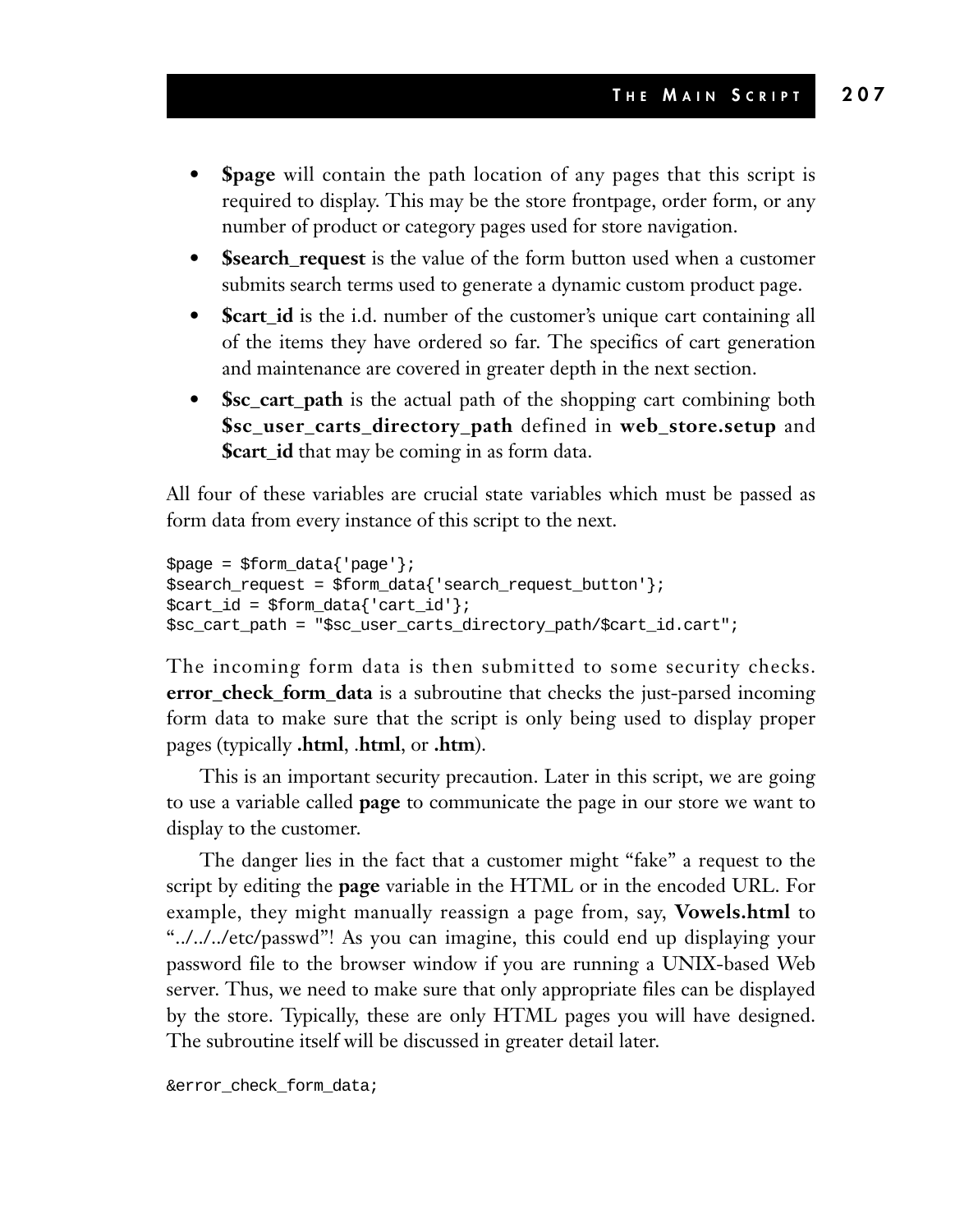- **$page** will contain the path location of any pages that this script is required to display. This may be the store frontpage, order form, or any number of product or category pages used for store navigation.
- **$search_request** is the value of the form button used when a customer submits search terms used to generate a dynamic custom product page.
- **$cart_id** is the i.d. number of the customer's unique cart containing all of the items they have ordered so far. The specifics of cart generation and maintenance are covered in greater depth in the next section.
- **$sc_cart_path** is the actual path of the shopping cart combining both **$sc_user_carts_directory_path** defined in **web_store.setup** and **$cart_id** that may be coming in as form data.

All four of these variables are crucial state variables which must be passed as form data from every instance of this script to the next.

```
$page = $form_data{'page'};
$search_request = $form_data{'search_request_button'};
$cart_id = $form_data{'cart_id'};
$sc_cart_path = "$sc_user_carts_directory_path/$cart_id.cart";
```

The incoming form data is then submitted to some security checks. **error_check_form_data** is a subroutine that checks the just-parsed incoming form data to make sure that the script is only being used to display proper pages (typically **.html**, .**html**, or **.htm**).

This is an important security precaution. Later in this script, we are going to use a variable called **page** to communicate the page in our store we want to display to the customer.

The danger lies in the fact that a customer might "fake" a request to the script by editing the **page** variable in the HTML or in the encoded URL. For example, they might manually reassign a page from, say, **Vowels.html** to "../../../etc/passwd"! As you can imagine, this could end up displaying your password file to the browser window if you are running a UNIX-based Web server. Thus, we need to make sure that only appropriate files can be displayed by the store. Typically, these are only HTML pages you will have designed. The subroutine itself will be discussed in greater detail later.

```
&error_check_form_data;
```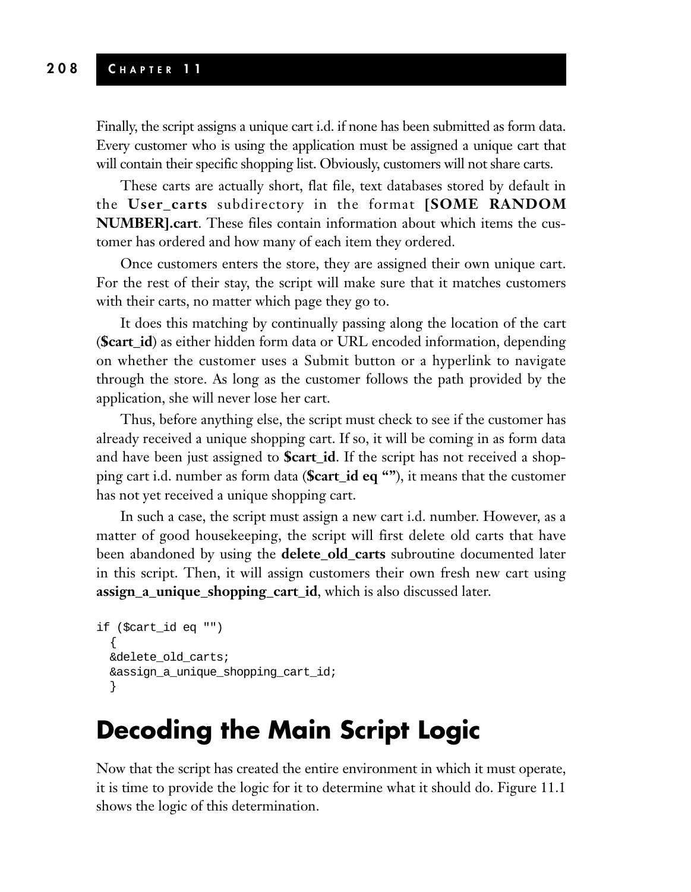Finally, the script assigns a unique cart i.d. if none has been submitted as form data. Every customer who is using the application must be assigned a unique cart that will contain their specific shopping list. Obviously, customers will not share carts.

These carts are actually short, flat file, text databases stored by default in the **User_carts** subdirectory in the format **[SOME RANDOM NUMBER].cart**. These files contain information about which items the customer has ordered and how many of each item they ordered.

Once customers enters the store, they are assigned their own unique cart. For the rest of their stay, the script will make sure that it matches customers with their carts, no matter which page they go to.

It does this matching by continually passing along the location of the cart (**$cart_id**) as either hidden form data or URL encoded information, depending on whether the customer uses a Submit button or a hyperlink to navigate through the store. As long as the customer follows the path provided by the application, she will never lose her cart.

Thus, before anything else, the script must check to see if the customer has already received a unique shopping cart. If so, it will be coming in as form data and have been just assigned to **$cart_id**. If the script has not received a shopping cart i.d. number as form data (**$cart_id eq ""**), it means that the customer has not yet received a unique shopping cart.

In such a case, the script must assign a new cart i.d. number. However, as a matter of good housekeeping, the script will first delete old carts that have been abandoned by using the **delete_old_carts** subroutine documented later in this script. Then, it will assign customers their own fresh new cart using **assign_a_unique_shopping_cart_id**, which is also discussed later.

```
if ($cart_id eq "")
  {
  &delete_old_carts;
  &assign_a_unique_shopping_cart_id;
  }
```

# Decoding the Main Script Logic

Now that the script has created the entire environment in which it must operate, it is time to provide the logic for it to determine what it should do. Figure 11.1 shows the logic of this determination.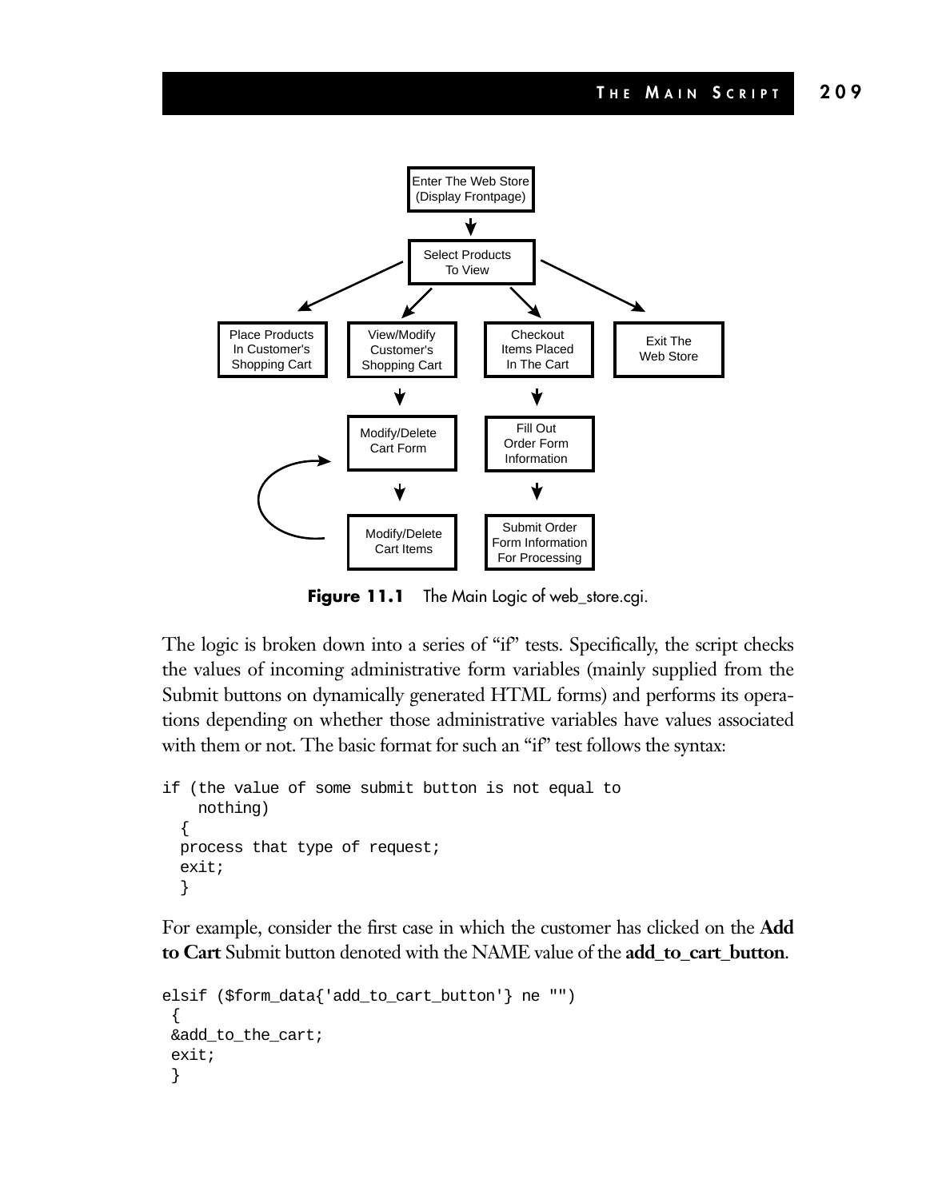**Figure 11.1** The Main Logic of web_store.cgi.

The logic is broken down into a series of "if" tests. Specifically, the script checks the values of incoming administrative form variables (mainly supplied from the Submit buttons on dynamically generated HTML forms) and performs its operations depending on whether those administrative variables have values associated with them or not. The basic format for such an "if" test follows the syntax:

```
if (the value of some submit button is not equal to
    nothing)
  {
  process that type of request;
  exit;
  }
```

For example, consider the first case in which the customer has clicked on the **Add to Cart** Submit button denoted with the NAME value of the **add_to_cart_button**.

```
elsif ($form_data{'add_to_cart_button'} ne "")
 {
 &add_to_the_cart;
 exit;
 }
```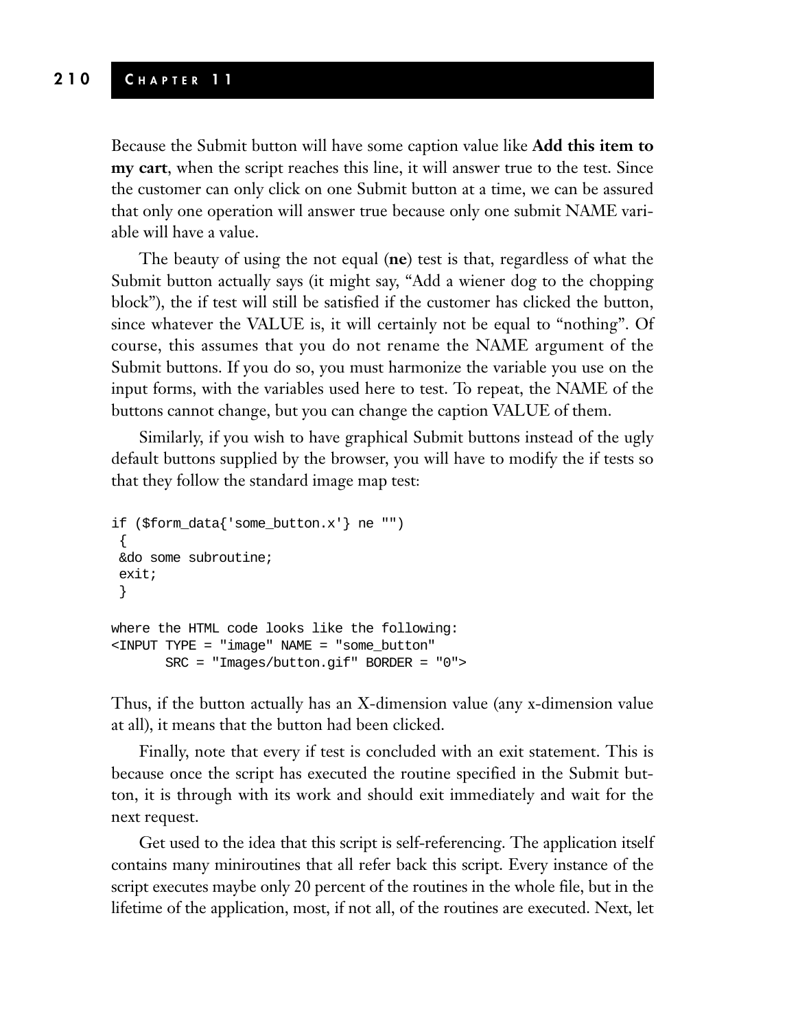Because the Submit button will have some caption value like **Add this item to my cart**, when the script reaches this line, it will answer true to the test. Since the customer can only click on one Submit button at a time, we can be assured that only one operation will answer true because only one submit NAME variable will have a value.

The beauty of using the not equal (**ne**) test is that, regardless of what the Submit button actually says (it might say, "Add a wiener dog to the chopping block"), the if test will still be satisfied if the customer has clicked the button, since whatever the VALUE is, it will certainly not be equal to "nothing". Of course, this assumes that you do not rename the NAME argument of the Submit buttons. If you do so, you must harmonize the variable you use on the input forms, with the variables used here to test. To repeat, the NAME of the buttons cannot change, but you can change the caption VALUE of them.

Similarly, if you wish to have graphical Submit buttons instead of the ugly default buttons supplied by the browser, you will have to modify the if tests so that they follow the standard image map test:

```
if ($form_data{'some_button.x'} ne "")
 {
 &do some subroutine;
 exit;
 }

where the HTML code looks like the following:
<INPUT TYPE = "image" NAME = "some_button"
       SRC = "Images/button.gif" BORDER = "0">
```

Thus, if the button actually has an X-dimension value (any x-dimension value at all), it means that the button had been clicked.

Finally, note that every if test is concluded with an exit statement. This is because once the script has executed the routine specified in the Submit button, it is through with its work and should exit immediately and wait for the next request.

Get used to the idea that this script is self-referencing. The application itself contains many miniroutines that all refer back this script. Every instance of the script executes maybe only 20 percent of the routines in the whole file, but in the lifetime of the application, most, if not all, of the routines are executed. Next, let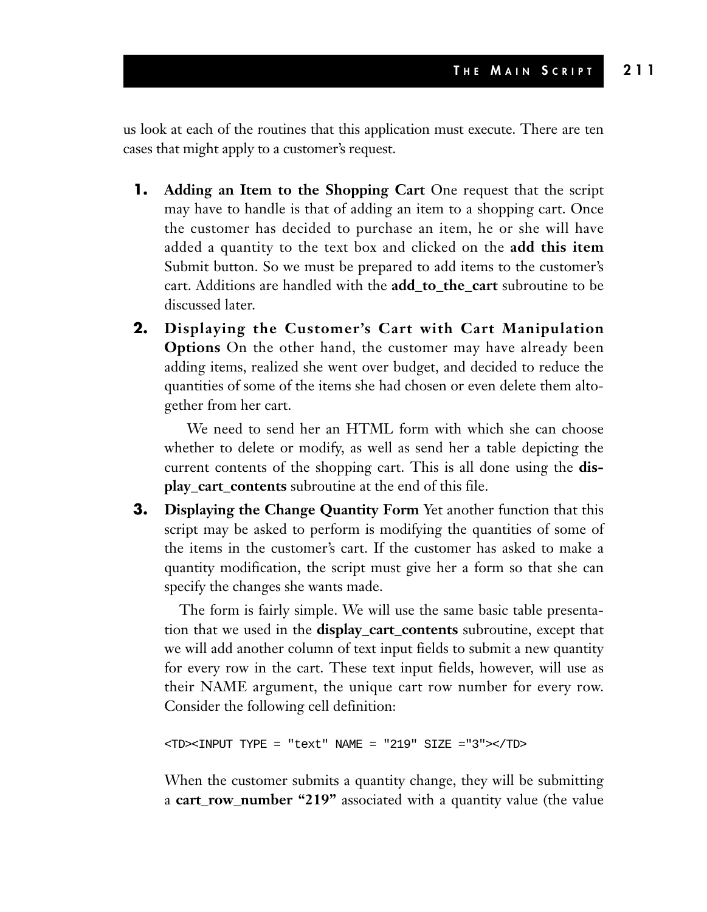us look at each of the routines that this application must execute. There are ten cases that might apply to a customer's request.

1. **Adding an Item to the Shopping Cart** One request that the script may have to handle is that of adding an item to a shopping cart. Once the customer has decided to purchase an item, he or she will have added a quantity to the text box and clicked on the **add this item** Submit button. So we must be prepared to add items to the customer's cart. Additions are handled with the **add_to_the_cart** subroutine to be discussed later.

2. **Displaying the Customer's Cart with Cart Manipulation Options** On the other hand, the customer may have already been adding items, realized she went over budget, and decided to reduce the quantities of some of the items she had chosen or even delete them altogether from her cart.

   We need to send her an HTML form with which she can choose whether to delete or modify, as well as send her a table depicting the current contents of the shopping cart. This is all done using the **display_cart_contents** subroutine at the end of this file.

3. **Displaying the Change Quantity Form** Yet another function that this script may be asked to perform is modifying the quantities of some of the items in the customer's cart. If the customer has asked to make a quantity modification, the script must give her a form so that she can specify the changes she wants made.

   The form is fairly simple. We will use the same basic table presentation that we used in the **display_cart_contents** subroutine, except that we will add another column of text input fields to submit a new quantity for every row in the cart. These text input fields, however, will use as their NAME argument, the unique cart row number for every row. Consider the following cell definition:

   ```
   <TD><INPUT TYPE = "text" NAME = "219" SIZE ="3"></TD>
   ```

   When the customer submits a quantity change, they will be submitting a **cart_row_number "219"** associated with a quantity value (the value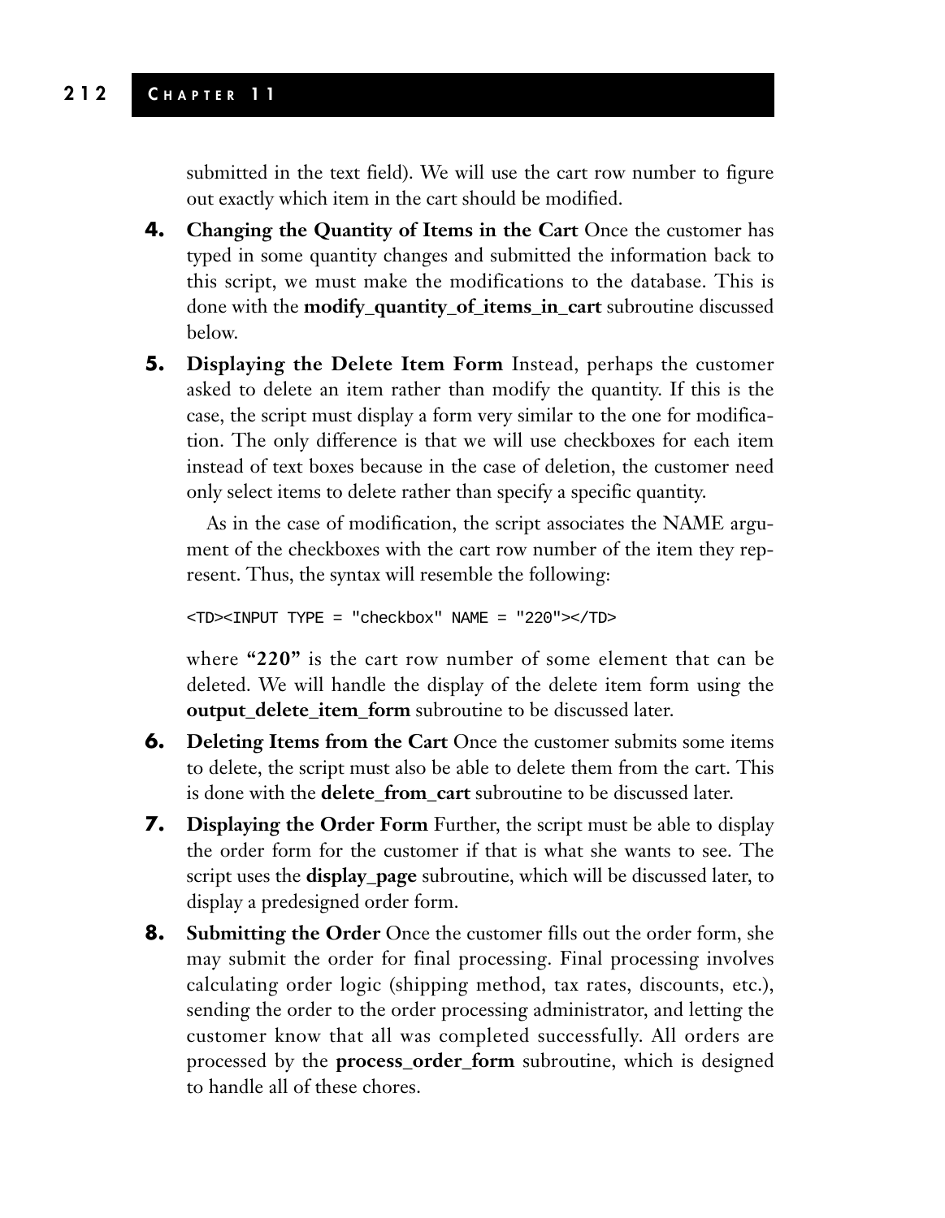submitted in the text field). We will use the cart row number to figure out exactly which item in the cart should be modified.

4. **Changing the Quantity of Items in the Cart** Once the customer has typed in some quantity changes and submitted the information back to this script, we must make the modifications to the database. This is done with the **modify_quantity_of_items_in_cart** subroutine discussed below.

5. **Displaying the Delete Item Form** Instead, perhaps the customer asked to delete an item rather than modify the quantity. If this is the case, the script must display a form very similar to the one for modification. The only difference is that we will use checkboxes for each item instead of text boxes because in the case of deletion, the customer need only select items to delete rather than specify a specific quantity.

   As in the case of modification, the script associates the NAME argument of the checkboxes with the cart row number of the item they represent. Thus, the syntax will resemble the following:

   ```
   <TD><INPUT TYPE = "checkbox" NAME = "220"></TD>
   ```

   where **"220"** is the cart row number of some element that can be deleted. We will handle the display of the delete item form using the **output_delete_item_form** subroutine to be discussed later.

6. **Deleting Items from the Cart** Once the customer submits some items to delete, the script must also be able to delete them from the cart. This is done with the **delete_from_cart** subroutine to be discussed later.

7. **Displaying the Order Form** Further, the script must be able to display the order form for the customer if that is what she wants to see. The script uses the **display_page** subroutine, which will be discussed later, to display a predesigned order form.

8. **Submitting the Order** Once the customer fills out the order form, she may submit the order for final processing. Final processing involves calculating order logic (shipping method, tax rates, discounts, etc.), sending the order to the order processing administrator, and letting the customer know that all was completed successfully. All orders are processed by the **process_order_form** subroutine, which is designed to handle all of these chores.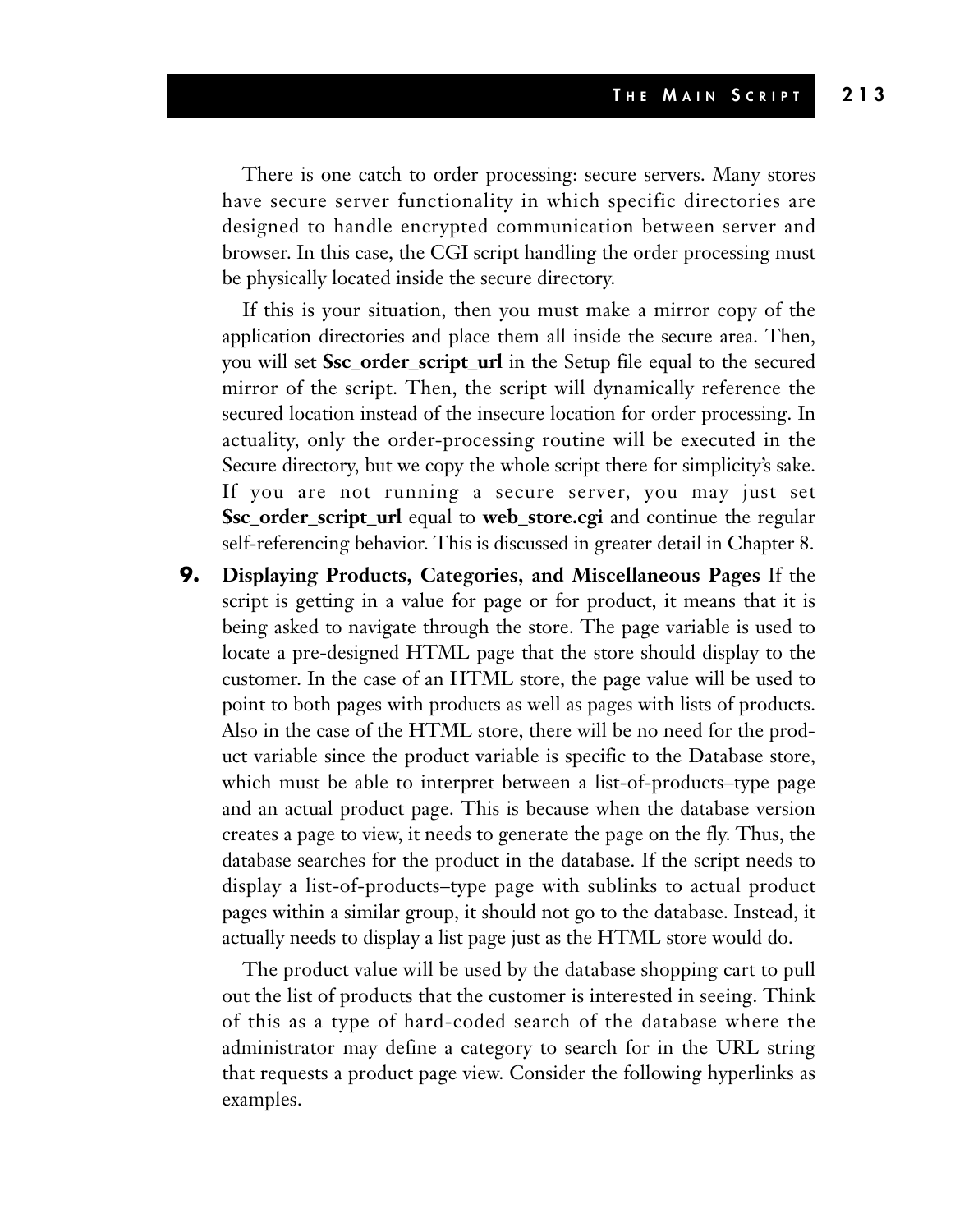There is one catch to order processing: secure servers. Many stores have secure server functionality in which specific directories are designed to handle encrypted communication between server and browser. In this case, the CGI script handling the order processing must be physically located inside the secure directory.

If this is your situation, then you must make a mirror copy of the application directories and place them all inside the secure area. Then, you will set **$sc_order_script_url** in the Setup file equal to the secured mirror of the script. Then, the script will dynamically reference the secured location instead of the insecure location for order processing. In actuality, only the order-processing routine will be executed in the Secure directory, but we copy the whole script there for simplicity's sake. If you are not running a secure server, you may just set **$sc_order_script_url** equal to **web_store.cgi** and continue the regular self-referencing behavior. This is discussed in greater detail in Chapter 8.

**9. Displaying Products, Categories, and Miscellaneous Pages** If the script is getting in a value for page or for product, it means that it is being asked to navigate through the store. The page variable is used to locate a pre-designed HTML page that the store should display to the customer. In the case of an HTML store, the page value will be used to point to both pages with products as well as pages with lists of products. Also in the case of the HTML store, there will be no need for the product variable since the product variable is specific to the Database store, which must be able to interpret between a list-of-products–type page and an actual product page. This is because when the database version creates a page to view, it needs to generate the page on the fly. Thus, the database searches for the product in the database. If the script needs to display a list-of-products–type page with sublinks to actual product pages within a similar group, it should not go to the database. Instead, it actually needs to display a list page just as the HTML store would do.

The product value will be used by the database shopping cart to pull out the list of products that the customer is interested in seeing. Think of this as a type of hard-coded search of the database where the administrator may define a category to search for in the URL string that requests a product page view. Consider the following hyperlinks as examples.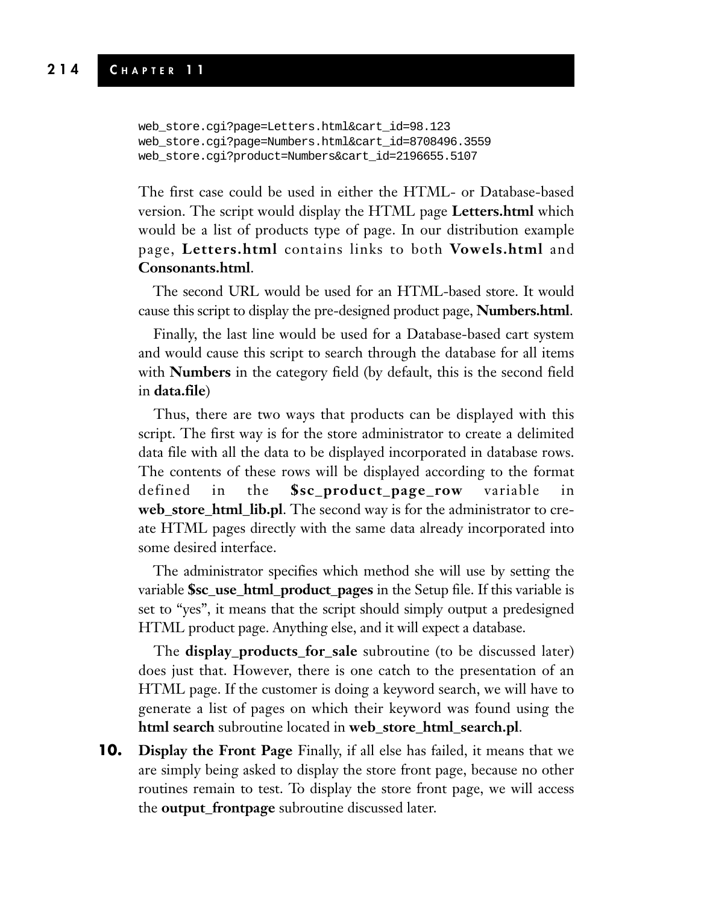```
web_store.cgi?page=Letters.html&cart_id=98.123
web_store.cgi?page=Numbers.html&cart_id=8708496.3559
web_store.cgi?product=Numbers&cart_id=2196655.5107
```

The first case could be used in either the HTML- or Database-based version. The script would display the HTML page **Letters.html** which would be a list of products type of page. In our distribution example page, **Letters.html** contains links to both **Vowels.html** and **Consonants.html**.

The second URL would be used for an HTML-based store. It would cause this script to display the pre-designed product page, **Numbers.html**.

Finally, the last line would be used for a Database-based cart system and would cause this script to search through the database for all items with **Numbers** in the category field (by default, this is the second field in **data.file**)

Thus, there are two ways that products can be displayed with this script. The first way is for the store administrator to create a delimited data file with all the data to be displayed incorporated in database rows. The contents of these rows will be displayed according to the format defined in the **$sc_product_page_row** variable in **web_store_html_lib.pl**. The second way is for the administrator to create HTML pages directly with the same data already incorporated into some desired interface.

The administrator specifies which method she will use by setting the variable **$sc_use_html_product_pages** in the Setup file. If this variable is set to "yes", it means that the script should simply output a predesigned HTML product page. Anything else, and it will expect a database.

The **display_products_for_sale** subroutine (to be discussed later) does just that. However, there is one catch to the presentation of an HTML page. If the customer is doing a keyword search, we will have to generate a list of pages on which their keyword was found using the **html search** subroutine located in **web_store_html_search.pl**.

10. **Display the Front Page** Finally, if all else has failed, it means that we are simply being asked to display the store front page, because no other routines remain to test. To display the store front page, we will access the **output_frontpage** subroutine discussed later.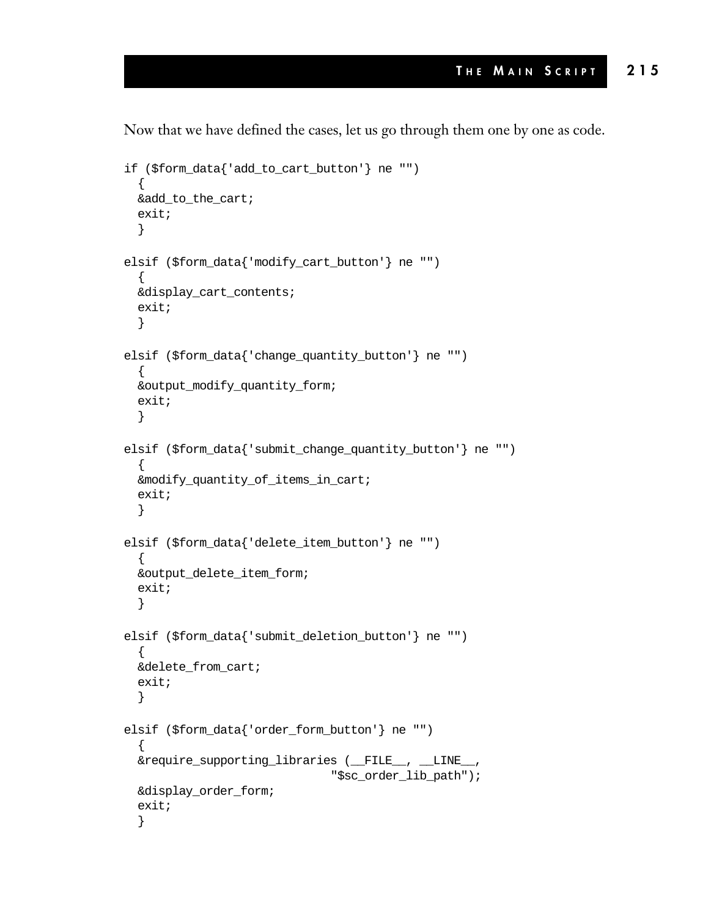Now that we have defined the cases, let us go through them one by one as code.

```
if ($form_data{'add_to_cart_button'} ne "")
  {
  &add_to_the_cart;
  exit;
  }

elsif ($form_data{'modify_cart_button'} ne "")
  {
  &display_cart_contents;
  exit;
  }

elsif ($form_data{'change_quantity_button'} ne "")
  {
  &output_modify_quantity_form;
  exit;
  }

elsif ($form_data{'submit_change_quantity_button'} ne "")
  {
  &modify_quantity_of_items_in_cart;
  exit;
  }

elsif ($form_data{'delete_item_button'} ne "")
  {
  &output_delete_item_form;
  exit;
  }

elsif ($form_data{'submit_deletion_button'} ne "")
  {
  &delete_from_cart;
  exit;
  }

elsif ($form_data{'order_form_button'} ne "")
  {
  &require_supporting_libraries (__FILE__, __LINE__,
                              "$sc_order_lib_path");
  &display_order_form;
  exit;
  }
```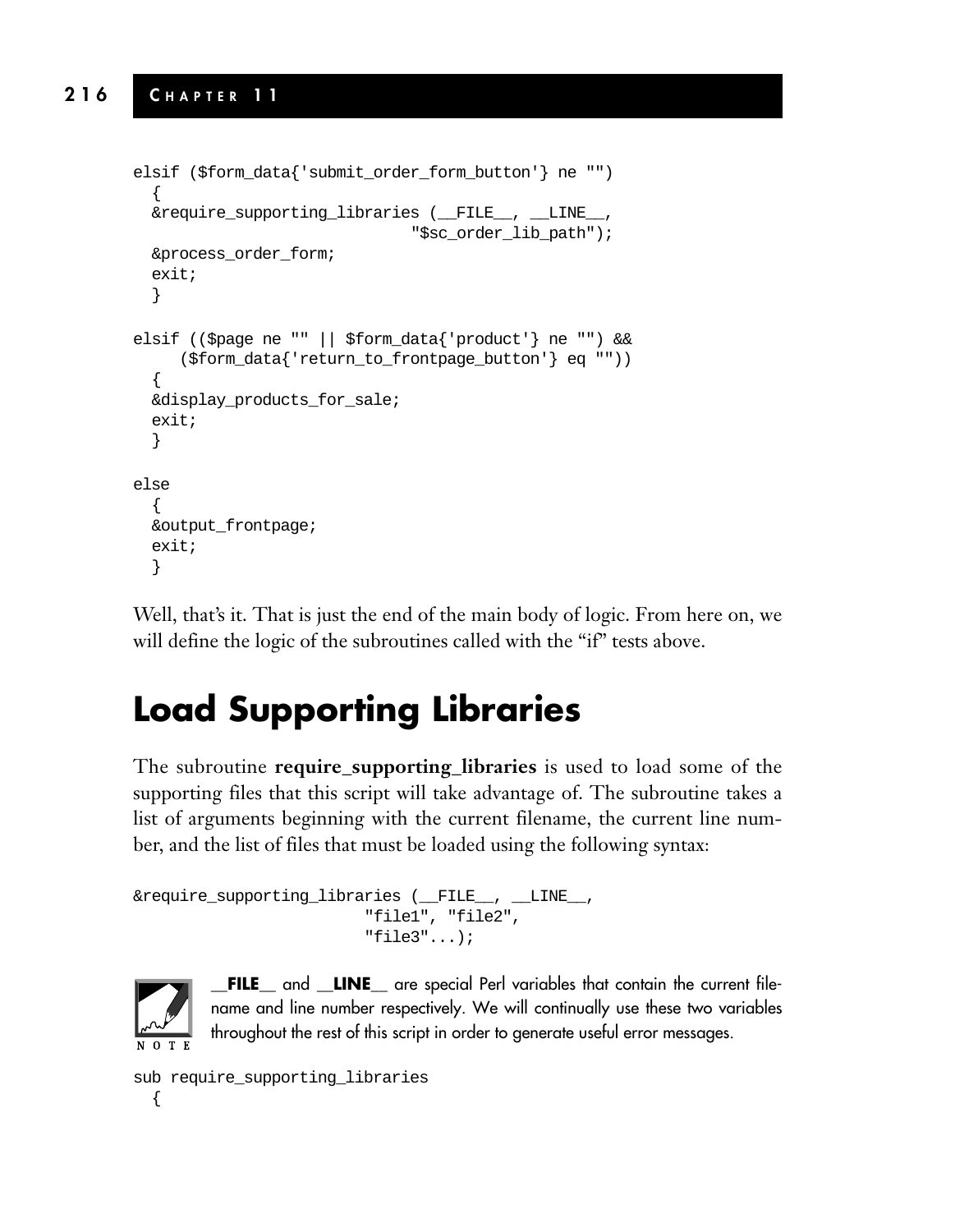```
elsif ($form_data{'submit_order_form_button'} ne "")
  {
  &require_supporting_libraries (__FILE__, __LINE__,
                               "$sc_order_lib_path");
  &process_order_form;
  exit;
  }

elsif (($page ne "" || $form_data{'product'} ne "") &&
     ($form_data{'return_to_frontpage_button'} eq ""))
  {
  &display_products_for_sale;
  exit;
  }

else
  {
  &output_frontpage;
  exit;
  }
```

Well, that's it. That is just the end of the main body of logic. From here on, we will define the logic of the subroutines called with the "if" tests above.

# Load Supporting Libraries

The subroutine **require_supporting_libraries** is used to load some of the supporting files that this script will take advantage of. The subroutine takes a list of arguments beginning with the current filename, the current line number, and the list of files that must be loaded using the following syntax:

```
&require_supporting_libraries (__FILE__, __LINE__,
                        "file1", "file2",
                        "file3"...);
```

NOTE: **__FILE__** and **__LINE__** are special Perl variables that contain the current filename and line number respectively. We will continually use these two variables throughout the rest of this script in order to generate useful error messages.

```
sub require_supporting_libraries
  {
```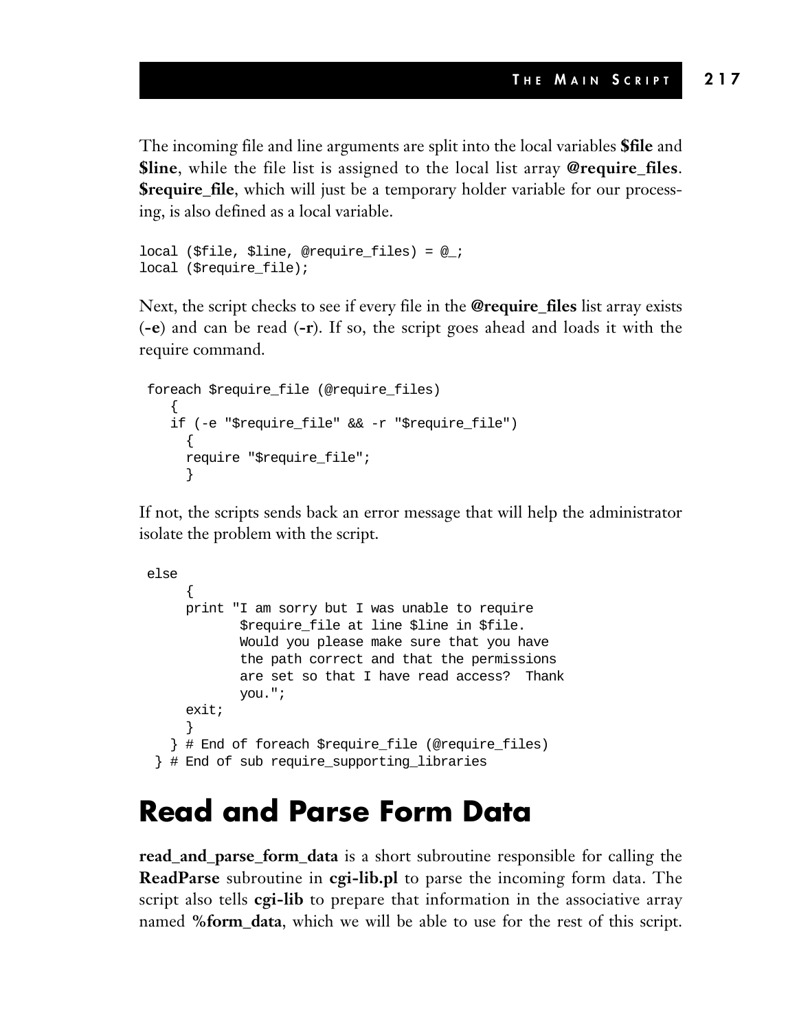The incoming file and line arguments are split into the local variables **$file** and **$line**, while the file list is assigned to the local list array **@require_files**. **$require_file**, which will just be a temporary holder variable for our processing, is also defined as a local variable.

```
local ($file, $line, @require_files) = @_;
local ($require_file);
```

Next, the script checks to see if every file in the **@require_files** list array exists (**-e**) and can be read (**-r**). If so, the script goes ahead and loads it with the require command.

```
 foreach $require_file (@require_files)
    {
    if (-e "$require_file" && -r "$require_file")
      {
      require "$require_file";
      }
```

If not, the scripts sends back an error message that will help the administrator isolate the problem with the script.

```
 else
      {
      print "I am sorry but I was unable to require
             $require_file at line $line in $file.
             Would you please make sure that you have
             the path correct and that the permissions
             are set so that I have read access?  Thank
             you.";
      exit;
      }
    } # End of foreach $require_file (@require_files)
  } # End of sub require_supporting_libraries
```

## Read and Parse Form Data

**read_and_parse_form_data** is a short subroutine responsible for calling the **ReadParse** subroutine in **cgi-lib.pl** to parse the incoming form data. The script also tells **cgi-lib** to prepare that information in the associative array named **%form_data**, which we will be able to use for the rest of this script.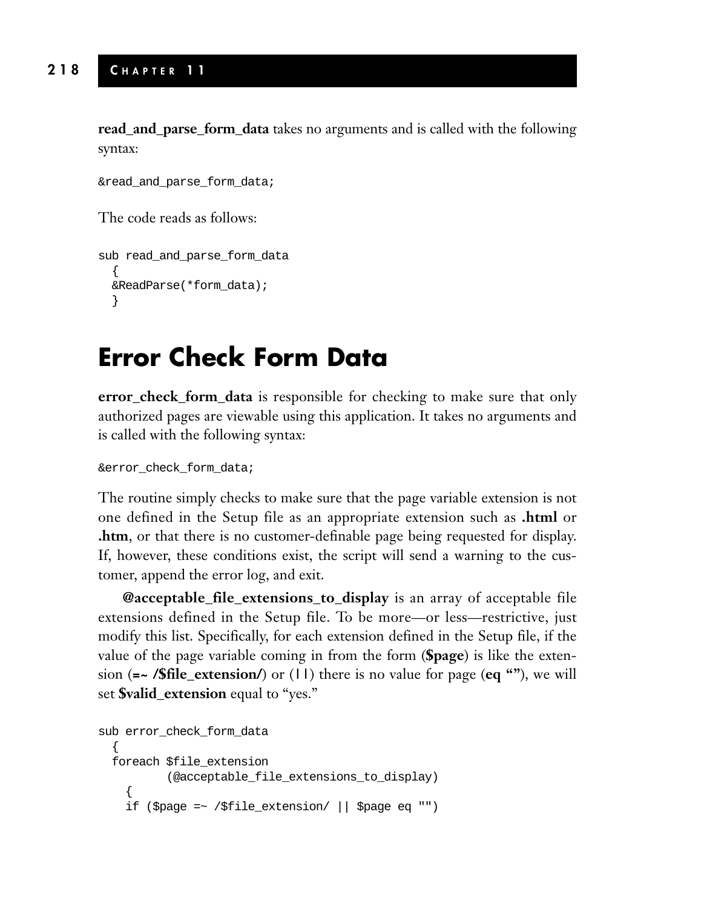**read_and_parse_form_data** takes no arguments and is called with the following syntax:

```
&read_and_parse_form_data;
```

The code reads as follows:

```
sub read_and_parse_form_data
  {
  &ReadParse(*form_data);
  }
```

# Error Check Form Data

**error_check_form_data** is responsible for checking to make sure that only authorized pages are viewable using this application. It takes no arguments and is called with the following syntax:

```
&error_check_form_data;
```

The routine simply checks to make sure that the page variable extension is not one defined in the Setup file as an appropriate extension such as **.html** or **.htm**, or that there is no customer-definable page being requested for display. If, however, these conditions exist, the script will send a warning to the customer, append the error log, and exit.

**@acceptable_file_extensions_to_display** is an array of acceptable file extensions defined in the Setup file. To be more—or less—restrictive, just modify this list. Specifically, for each extension defined in the Setup file, if the value of the page variable coming in from the form (**$page**) is like the extension (**=~ /$file_extension/**) or (||) there is no value for page (**eq ""**), we will set **$valid_extension** equal to "yes."

```
sub error_check_form_data
  {
  foreach $file_extension
          (@acceptable_file_extensions_to_display)
    {
    if ($page =~ /$file_extension/ || $page eq "")
```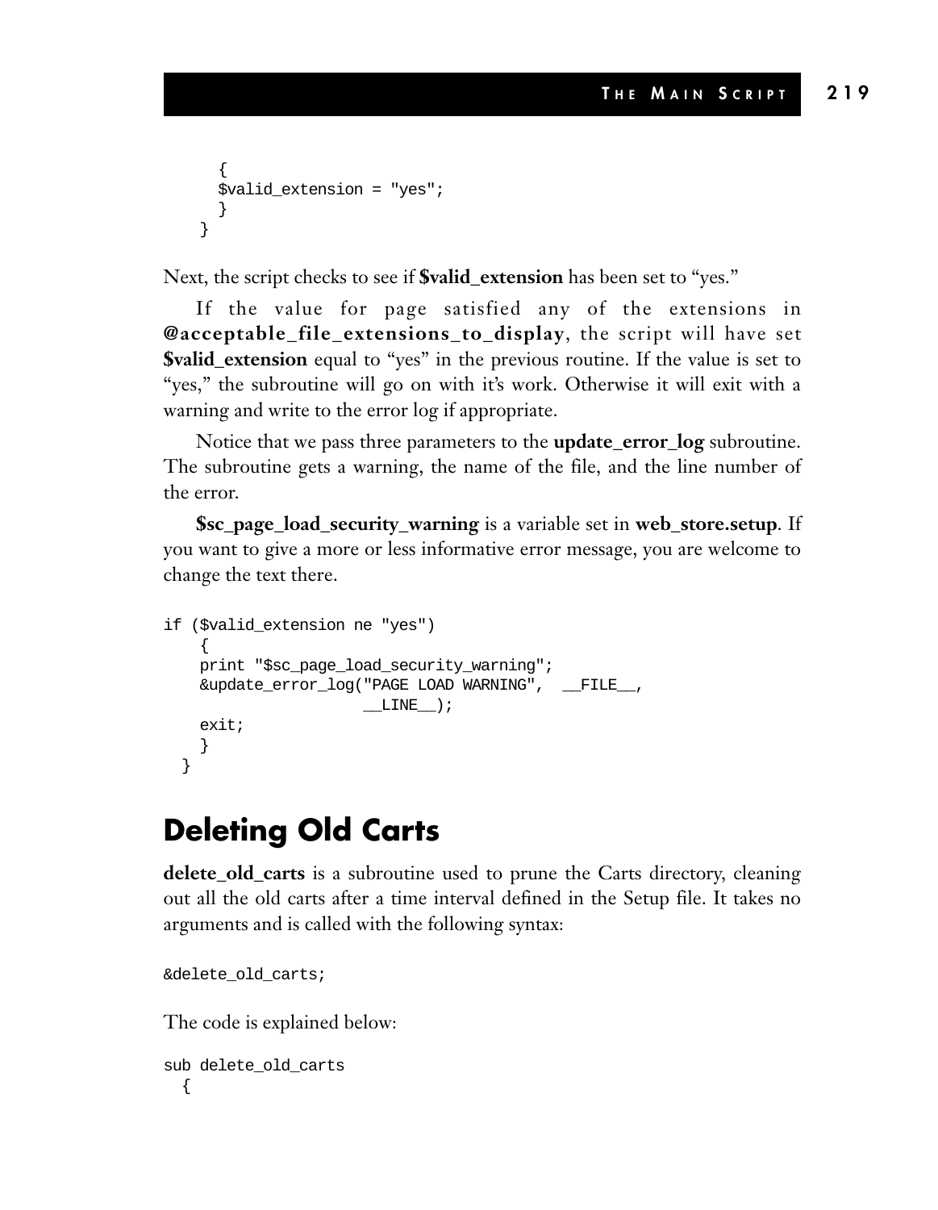```
      {
      $valid_extension = "yes";
      }
    }
```

Next, the script checks to see if **$valid_extension** has been set to "yes."

If the value for page satisfied any of the extensions in **@acceptable_file_extensions_to_display**, the script will have set **$valid_extension** equal to "yes" in the previous routine. If the value is set to "yes," the subroutine will go on with it's work. Otherwise it will exit with a warning and write to the error log if appropriate.

Notice that we pass three parameters to the **update_error_log** subroutine. The subroutine gets a warning, the name of the file, and the line number of the error.

**$sc_page_load_security_warning** is a variable set in **web_store.setup**. If you want to give a more or less informative error message, you are welcome to change the text there.

```
if ($valid_extension ne "yes")
    {
    print "$sc_page_load_security_warning";
    &update_error_log("PAGE LOAD WARNING",  __FILE__,
                     __LINE__);
    exit;
    }
  }
```

## Deleting Old Carts

**delete_old_carts** is a subroutine used to prune the Carts directory, cleaning out all the old carts after a time interval defined in the Setup file. It takes no arguments and is called with the following syntax:

```
&delete_old_carts;
```

The code is explained below:

```
sub delete_old_carts
  {
```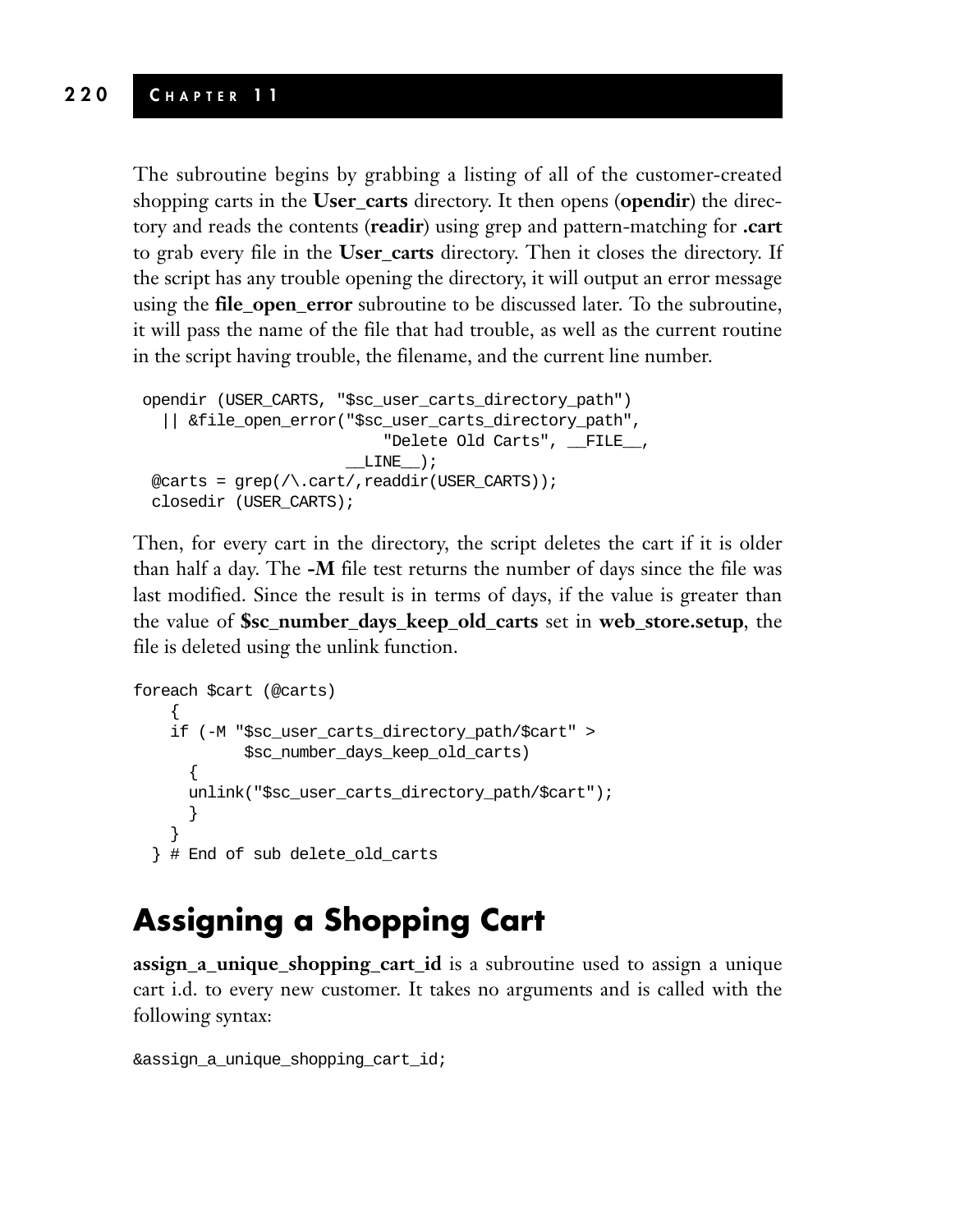The subroutine begins by grabbing a listing of all of the customer-created shopping carts in the **User_carts** directory. It then opens (**opendir**) the directory and reads the contents (**readir**) using grep and pattern-matching for **.cart** to grab every file in the **User_carts** directory. Then it closes the directory. If the script has any trouble opening the directory, it will output an error message using the **file_open_error** subroutine to be discussed later. To the subroutine, it will pass the name of the file that had trouble, as well as the current routine in the script having trouble, the filename, and the current line number.

```
 opendir (USER_CARTS, "$sc_user_carts_directory_path")
   || &file_open_error("$sc_user_carts_directory_path",
                           "Delete Old Carts", __FILE__,
                      __LINE__);
  @carts = grep(/\.cart/,readdir(USER_CARTS));
  closedir (USER_CARTS);
```

Then, for every cart in the directory, the script deletes the cart if it is older than half a day. The **-M** file test returns the number of days since the file was last modified. Since the result is in terms of days, if the value is greater than the value of **$sc_number_days_keep_old_carts** set in **web_store.setup**, the file is deleted using the unlink function.

```
foreach $cart (@carts)
    {
    if (-M "$sc_user_carts_directory_path/$cart" >
            $sc_number_days_keep_old_carts)
      {
      unlink("$sc_user_carts_directory_path/$cart");
      }
    }
  } # End of sub delete_old_carts
```

## Assigning a Shopping Cart

**assign_a_unique_shopping_cart_id** is a subroutine used to assign a unique cart i.d. to every new customer. It takes no arguments and is called with the following syntax:

```
&assign_a_unique_shopping_cart_id;
```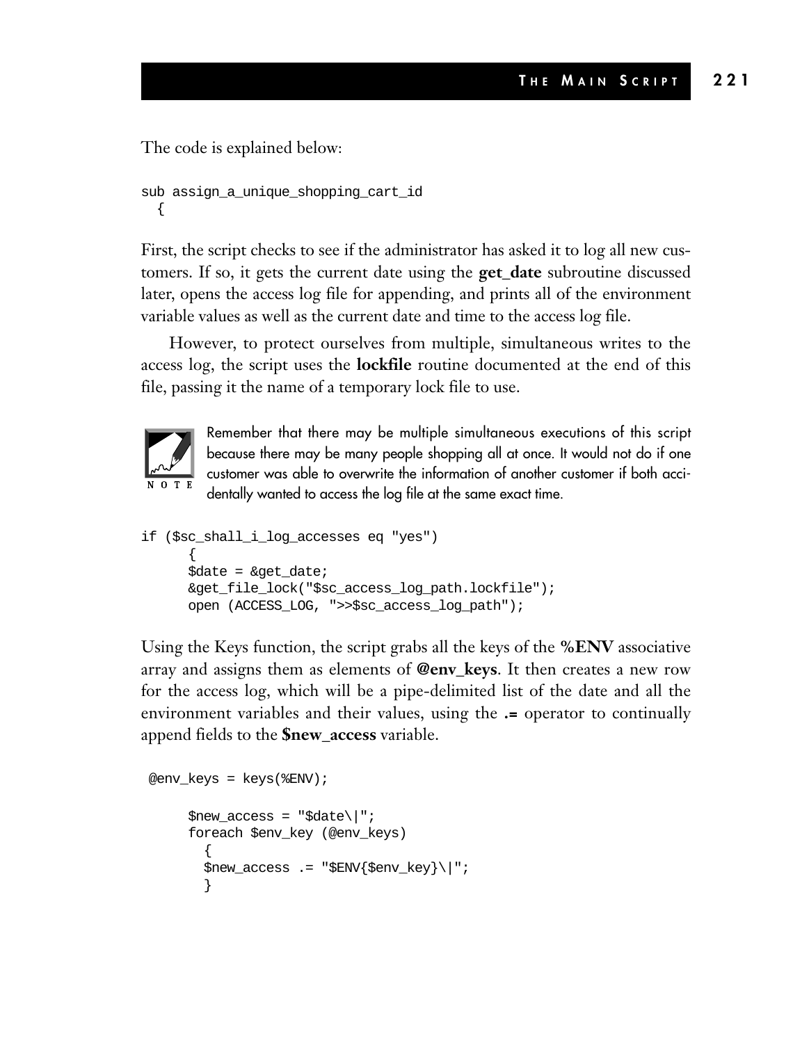The code is explained below:

```
sub assign_a_unique_shopping_cart_id
  {
```

First, the script checks to see if the administrator has asked it to log all new customers. If so, it gets the current date using the **get_date** subroutine discussed later, opens the access log file for appending, and prints all of the environment variable values as well as the current date and time to the access log file.

However, to protect ourselves from multiple, simultaneous writes to the access log, the script uses the **lockfile** routine documented at the end of this file, passing it the name of a temporary lock file to use.

NOTE

Remember that there may be multiple simultaneous executions of this script because there may be many people shopping all at once. It would not do if one customer was able to overwrite the information of another customer if both accidentally wanted to access the log file at the same exact time.

```
if ($sc_shall_i_log_accesses eq "yes")
      {
      $date = &get_date;
      &get_file_lock("$sc_access_log_path.lockfile");
      open (ACCESS_LOG, ">>$sc_access_log_path");
```

Using the Keys function, the script grabs all the keys of the **%ENV** associative array and assigns them as elements of **@env_keys**. It then creates a new row for the access log, which will be a pipe-delimited list of the date and all the environment variables and their values, using the **.=** operator to continually append fields to the **$new_access** variable.

```
 @env_keys = keys(%ENV);

      $new_access = "$date\|";
      foreach $env_key (@env_keys)
        {
        $new_access .= "$ENV{$env_key}\|";
        }
```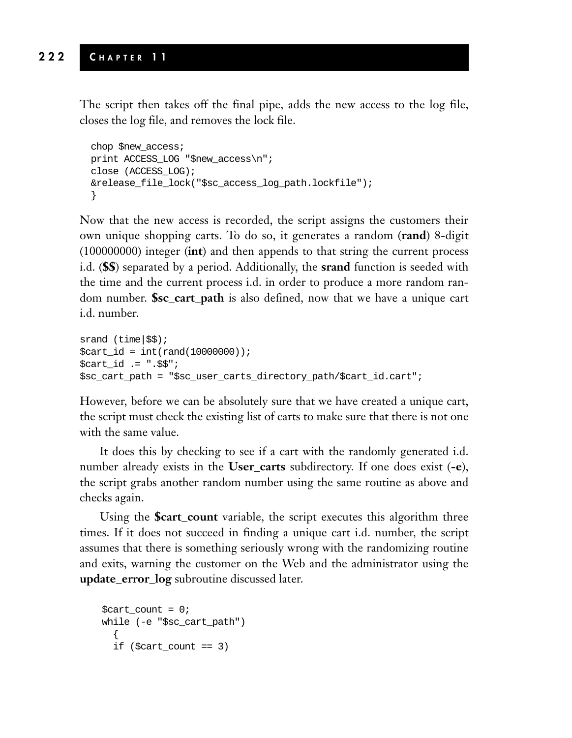The script then takes off the final pipe, adds the new access to the log file, closes the log file, and removes the lock file.

```
  chop $new_access;
  print ACCESS_LOG "$new_access\n";
  close (ACCESS_LOG);
  &release_file_lock("$sc_access_log_path.lockfile");
  }
```

Now that the new access is recorded, the script assigns the customers their own unique shopping carts. To do so, it generates a random (**rand**) 8-digit (100000000) integer (**int**) and then appends to that string the current process i.d. (**$$**) separated by a period. Additionally, the **srand** function is seeded with the time and the current process i.d. in order to produce a more random random number. **$sc_cart_path** is also defined, now that we have a unique cart i.d. number.

```
srand (time|$$);
$cart_id = int(rand(10000000));
$cart_id .= ".$$";
$sc_cart_path = "$sc_user_carts_directory_path/$cart_id.cart";
```

However, before we can be absolutely sure that we have created a unique cart, the script must check the existing list of carts to make sure that there is not one with the same value.

It does this by checking to see if a cart with the randomly generated i.d. number already exists in the **User_carts** subdirectory. If one does exist (**-e**), the script grabs another random number using the same routine as above and checks again.

Using the **$cart_count** variable, the script executes this algorithm three times. If it does not succeed in finding a unique cart i.d. number, the script assumes that there is something seriously wrong with the randomizing routine and exits, warning the customer on the Web and the administrator using the **update_error_log** subroutine discussed later.

```
    $cart_count = 0;
    while (-e "$sc_cart_path")
      {
      if ($cart_count == 3)
```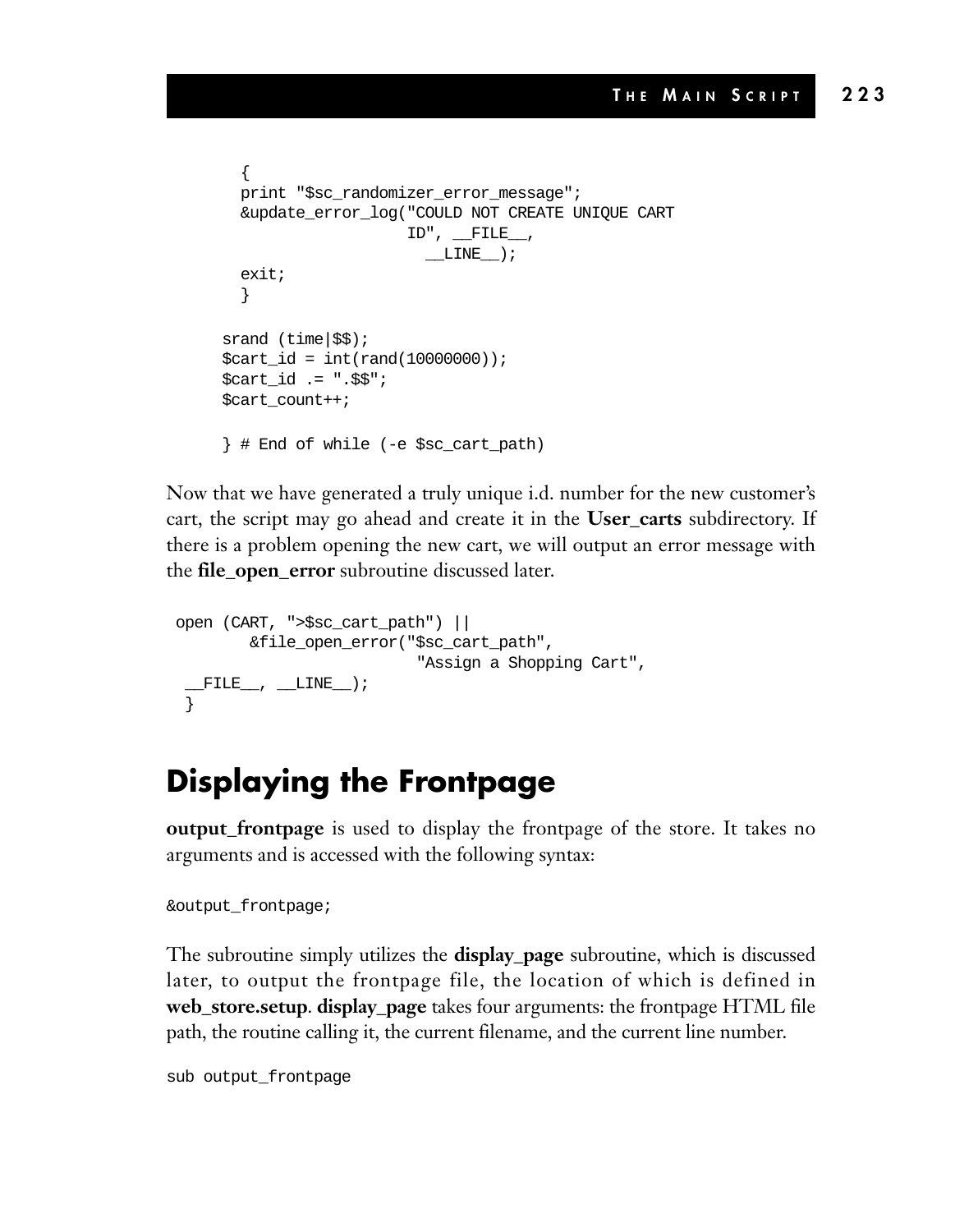```
      {
      print "$sc_randomizer_error_message";
      &update_error_log("COULD NOT CREATE UNIQUE CART
                        ID", __FILE__,
                          __LINE__);
      exit;
      }

    srand (time|$$);
    $cart_id = int(rand(10000000));
    $cart_id .= ".$$";
    $cart_count++;

    } # End of while (-e $sc_cart_path)
```

Now that we have generated a truly unique i.d. number for the new customer's cart, the script may go ahead and create it in the **User_carts** subdirectory. If there is a problem opening the new cart, we will output an error message with the **file_open_error** subroutine discussed later.

```
 open (CART, ">$sc_cart_path") ||
        &file_open_error("$sc_cart_path",
                         "Assign a Shopping Cart",
  __FILE__, __LINE__);
  }
```

# Displaying the Frontpage

**output_frontpage** is used to display the frontpage of the store. It takes no arguments and is accessed with the following syntax:

```
&output_frontpage;
```

The subroutine simply utilizes the **display_page** subroutine, which is discussed later, to output the frontpage file, the location of which is defined in **web_store.setup**. **display_page** takes four arguments: the frontpage HTML file path, the routine calling it, the current filename, and the current line number.

```
sub output_frontpage
```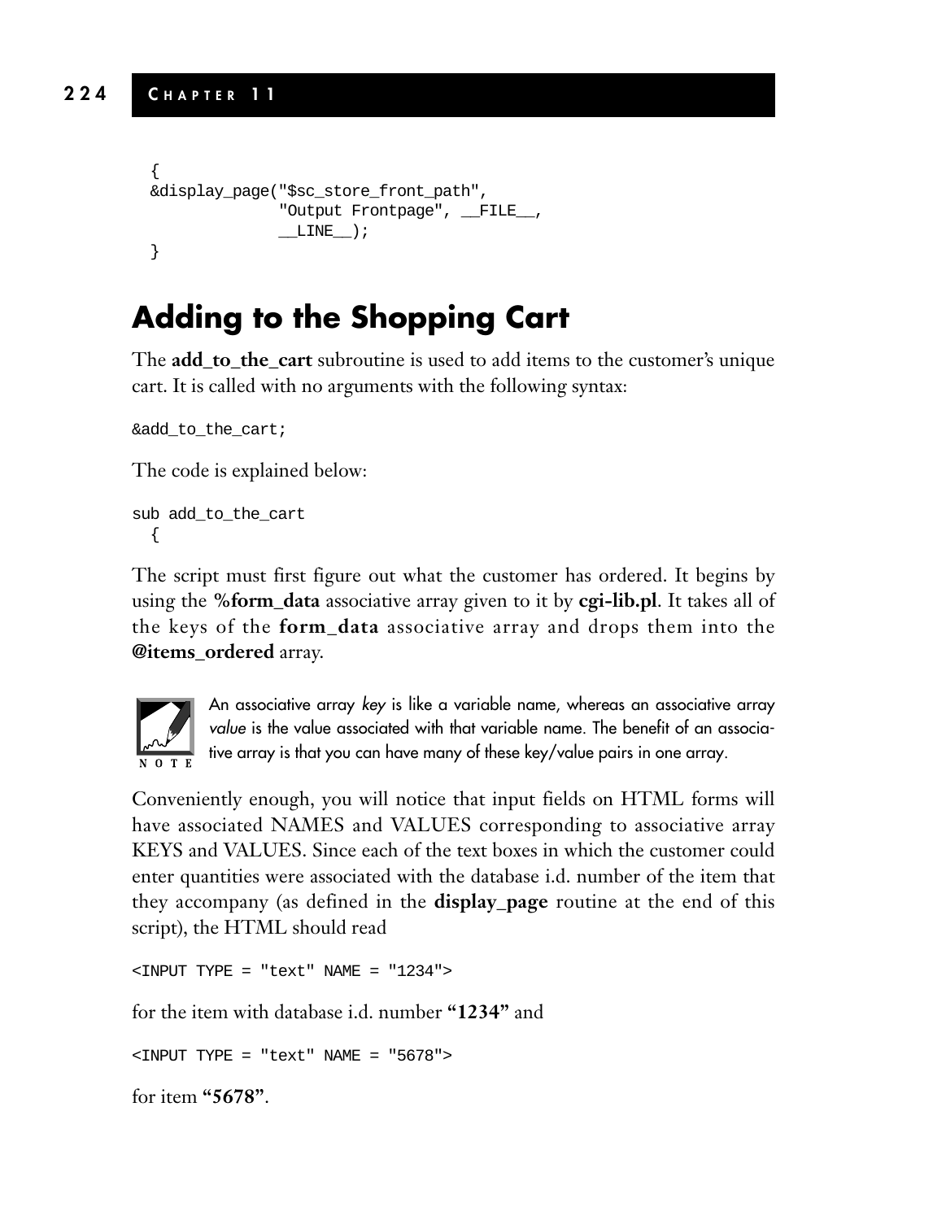```
{
&display_page("$sc_store_front_path",
              "Output Frontpage", __FILE__,
              __LINE__);
}
```

## Adding to the Shopping Cart

The **add_to_the_cart** subroutine is used to add items to the customer's unique cart. It is called with no arguments with the following syntax:

```
&add_to_the_cart;
```

The code is explained below:

```
sub add_to_the_cart
  {
```

The script must first figure out what the customer has ordered. It begins by using the **%form_data** associative array given to it by **cgi-lib.pl**. It takes all of the keys of the **form_data** associative array and drops them into the **@items_ordered** array.

> **NOTE:** An associative array *key* is like a variable name, whereas an associative array *value* is the value associated with that variable name. The benefit of an associative array is that you can have many of these key/value pairs in one array.

Conveniently enough, you will notice that input fields on HTML forms will have associated NAMES and VALUES corresponding to associative array KEYS and VALUES. Since each of the text boxes in which the customer could enter quantities were associated with the database i.d. number of the item that they accompany (as defined in the **display_page** routine at the end of this script), the HTML should read

```
<INPUT TYPE = "text" NAME = "1234">
```

for the item with database i.d. number **"1234"** and

```
<INPUT TYPE = "text" NAME = "5678">
```

for item **"5678"**.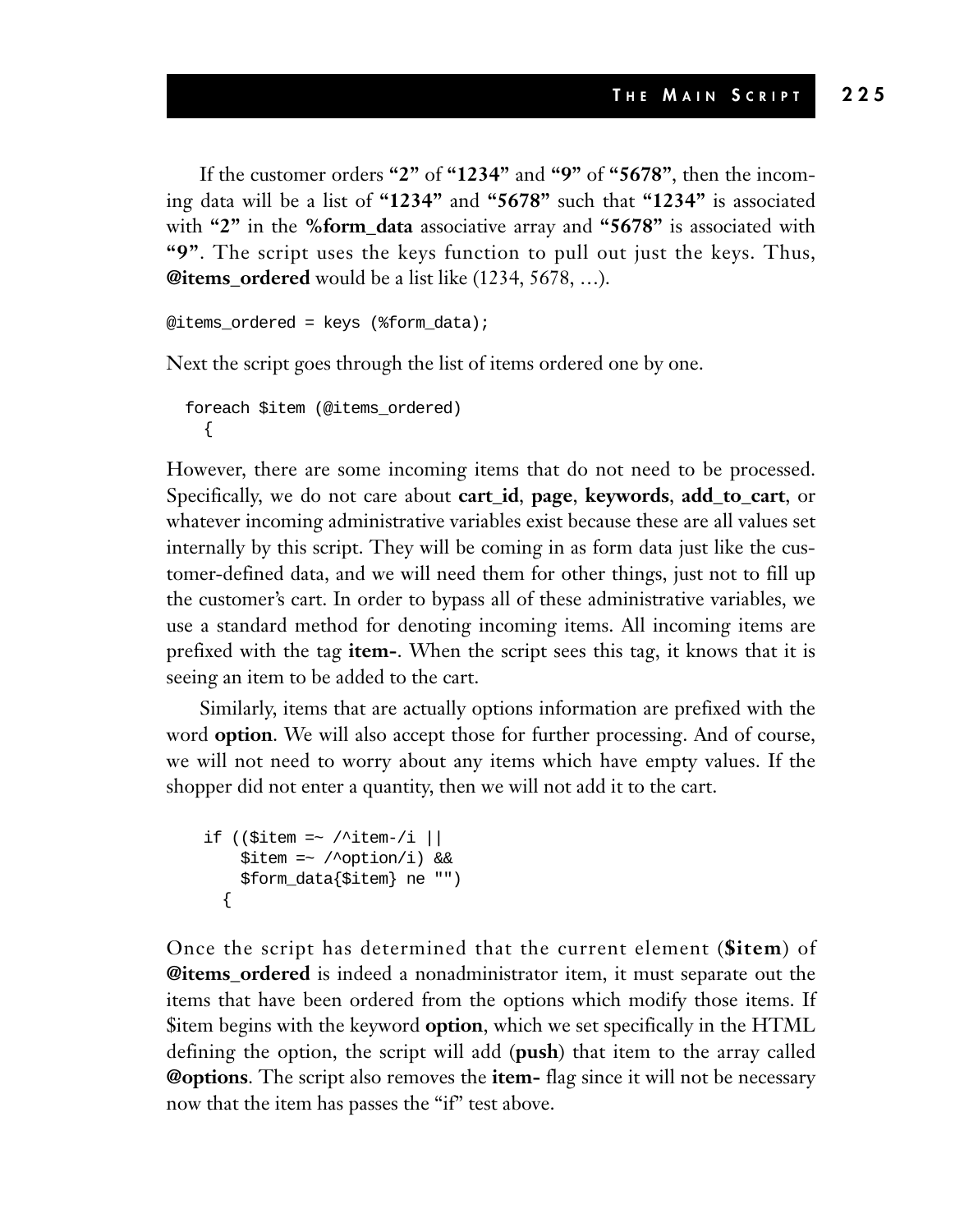If the customer orders **"2"** of **"1234"** and **"9"** of **"5678"**, then the incoming data will be a list of **"1234"** and **"5678"** such that **"1234"** is associated with **"2"** in the **%form_data** associative array and **"5678"** is associated with **"9"**. The script uses the keys function to pull out just the keys. Thus, **@items_ordered** would be a list like (1234, 5678, ...).

```
@items_ordered = keys (%form_data);
```

Next the script goes through the list of items ordered one by one.

```
  foreach $item (@items_ordered)
    {
```

However, there are some incoming items that do not need to be processed. Specifically, we do not care about **cart_id**, **page**, **keywords**, **add_to_cart**, or whatever incoming administrative variables exist because these are all values set internally by this script. They will be coming in as form data just like the customer-defined data, and we will need them for other things, just not to fill up the customer's cart. In order to bypass all of these administrative variables, we use a standard method for denoting incoming items. All incoming items are prefixed with the tag **item-**. When the script sees this tag, it knows that it is seeing an item to be added to the cart.

Similarly, items that are actually options information are prefixed with the word **option**. We will also accept those for further processing. And of course, we will not need to worry about any items which have empty values. If the shopper did not enter a quantity, then we will not add it to the cart.

```
    if (($item =~ /^item-/i ||
        $item =~ /^option/i) &&
        $form_data{$item} ne "")
      {
```

Once the script has determined that the current element (**$item**) of **@items_ordered** is indeed a nonadministrator item, it must separate out the items that have been ordered from the options which modify those items. If $item begins with the keyword **option**, which we set specifically in the HTML defining the option, the script will add (**push**) that item to the array called **@options**. The script also removes the **item-** flag since it will not be necessary now that the item has passes the "if" test above.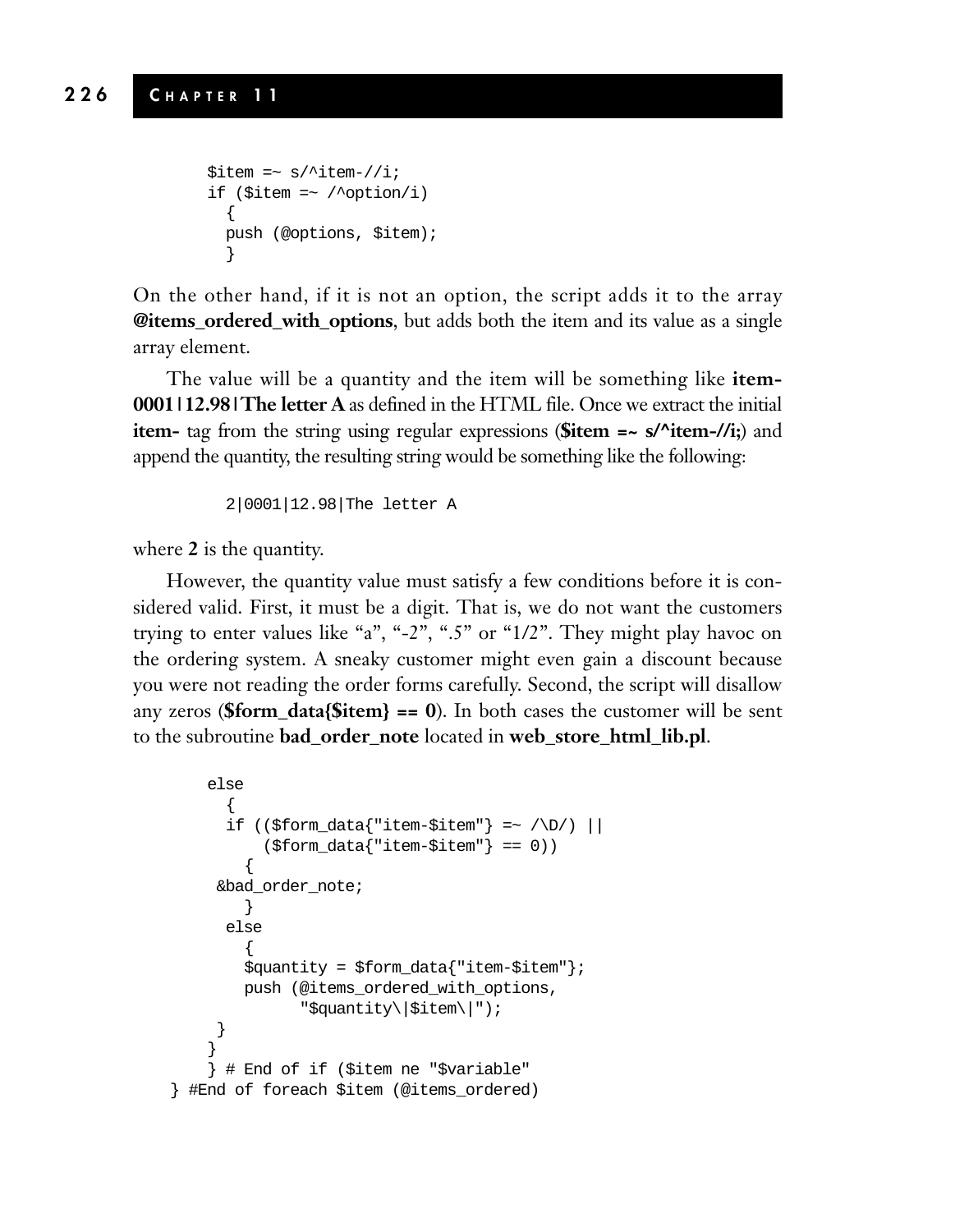```
$item =~ s/^item-//i;
if ($item =~ /^option/i)
  {
  push (@options, $item);
  }
```

On the other hand, if it is not an option, the script adds it to the array **@items_ordered_with_options**, but adds both the item and its value as a single array element.

The value will be a quantity and the item will be something like **item-0001|12.98|The letter A** as defined in the HTML file. Once we extract the initial **item-** tag from the string using regular expressions (**$item =~ s/^item-//i;**) and append the quantity, the resulting string would be something like the following:

```
2|0001|12.98|The letter A
```

where **2** is the quantity.

However, the quantity value must satisfy a few conditions before it is considered valid. First, it must be a digit. That is, we do not want the customers trying to enter values like "a", "-2", ".5" or "1/2". They might play havoc on the ordering system. A sneaky customer might even gain a discount because you were not reading the order forms carefully. Second, the script will disallow any zeros (**$form_data{$item} == 0**). In both cases the customer will be sent to the subroutine **bad_order_note** located in **web_store_html_lib.pl**.

```
    else
      {
      if (($form_data{"item-$item"} =~ /\D/) ||
          ($form_data{"item-$item"} == 0))
        {
     &bad_order_note;
        }
      else
        {
        $quantity = $form_data{"item-$item"};
        push (@items_ordered_with_options,
              "$quantity\|$item\|");
     }
    }
    } # End of if ($item ne "$variable"
} #End of foreach $item (@items_ordered)
```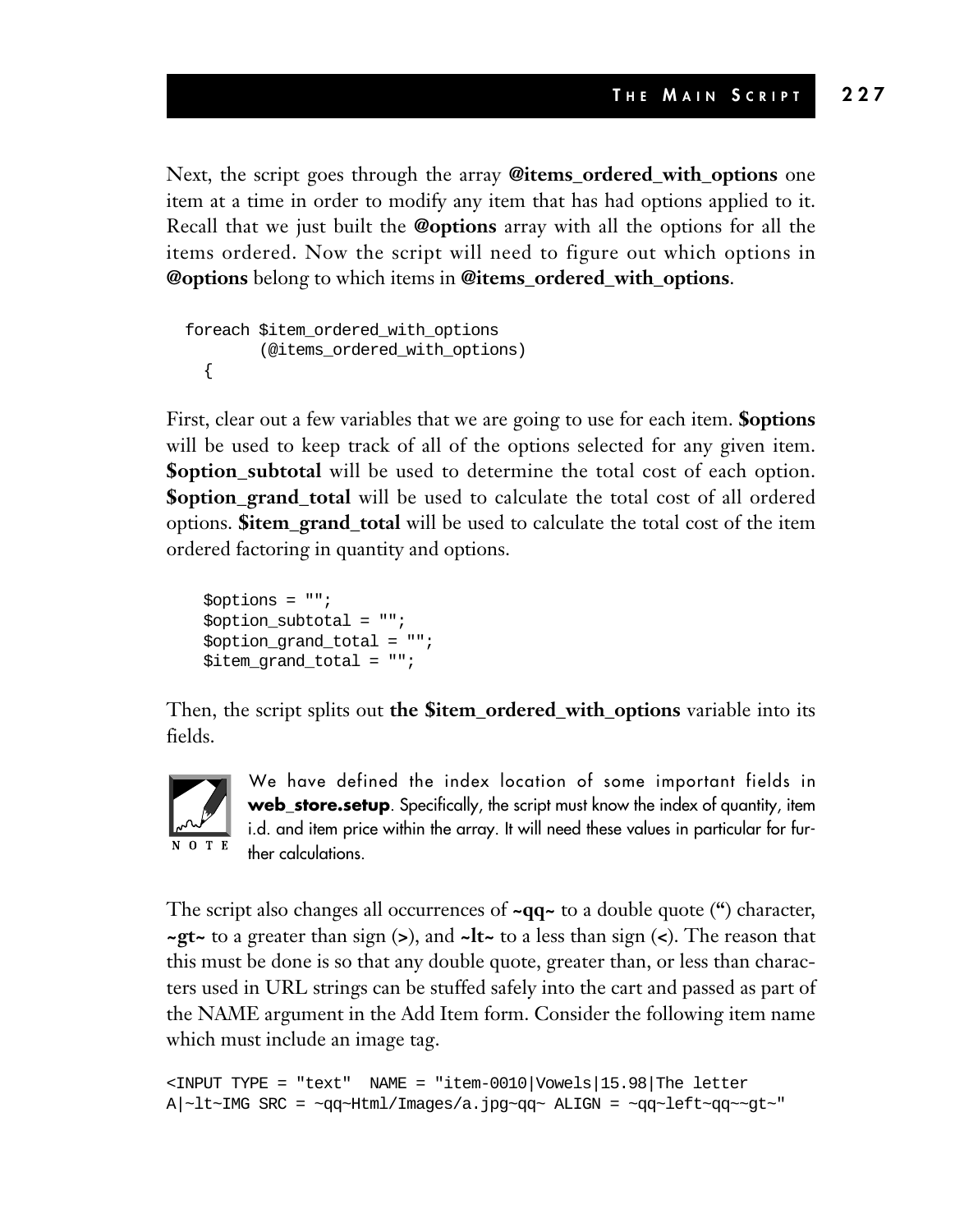Next, the script goes through the array **@items_ordered_with_options** one item at a time in order to modify any item that has had options applied to it. Recall that we just built the **@options** array with all the options for all the items ordered. Now the script will need to figure out which options in **@options** belong to which items in **@items_ordered_with_options**.

```
foreach $item_ordered_with_options
        (@items_ordered_with_options)
  {
```

First, clear out a few variables that we are going to use for each item. **$options** will be used to keep track of all of the options selected for any given item. **$option_subtotal** will be used to determine the total cost of each option. **$option_grand_total** will be used to calculate the total cost of all ordered options. **$item_grand_total** will be used to calculate the total cost of the item ordered factoring in quantity and options.

```
  $options = "";
  $option_subtotal = "";
  $option_grand_total = "";
  $item_grand_total = "";
```

Then, the script splits out **the $item_ordered_with_options** variable into its fields.

> **NOTE:** We have defined the index location of some important fields in **web_store.setup**. Specifically, the script must know the index of quantity, item i.d. and item price within the array. It will need these values in particular for further calculations.

The script also changes all occurrences of **~qq~** to a double quote (**"**) character, **~gt~** to a greater than sign (**>**), and **~lt~** to a less than sign (**<**). The reason that this must be done is so that any double quote, greater than, or less than characters used in URL strings can be stuffed safely into the cart and passed as part of the NAME argument in the Add Item form. Consider the following item name which must include an image tag.

```
<INPUT TYPE = "text"  NAME = "item-0010|Vowels|15.98|The letter
A|~lt~IMG SRC = ~qq~Html/Images/a.jpg~qq~ ALIGN = ~qq~left~qq~~gt~"
```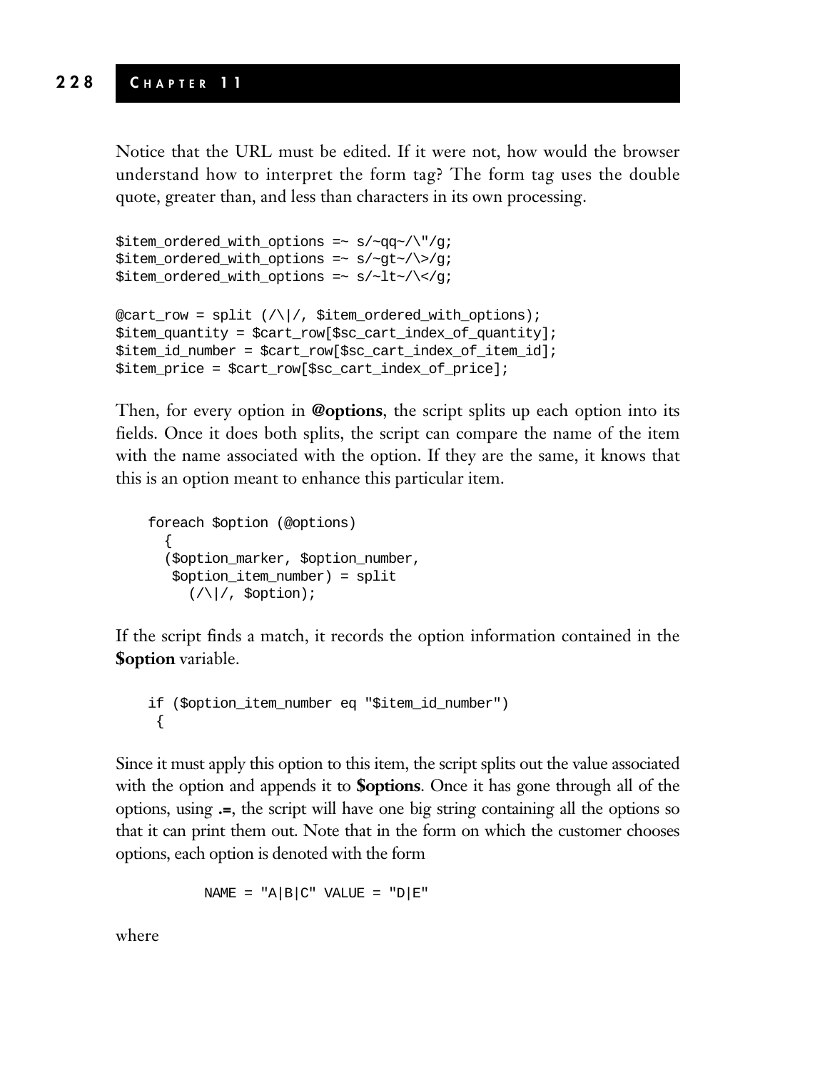Notice that the URL must be edited. If it were not, how would the browser understand how to interpret the form tag? The form tag uses the double quote, greater than, and less than characters in its own processing.

```
$item_ordered_with_options =~ s/~qq~/\"/g;
$item_ordered_with_options =~ s/~gt~/\>/g;
$item_ordered_with_options =~ s/~lt~/\</g;

@cart_row = split (/\|/, $item_ordered_with_options);
$item_quantity = $cart_row[$sc_cart_index_of_quantity];
$item_id_number = $cart_row[$sc_cart_index_of_item_id];
$item_price = $cart_row[$sc_cart_index_of_price];
```

Then, for every option in **@options**, the script splits up each option into its fields. Once it does both splits, the script can compare the name of the item with the name associated with the option. If they are the same, it knows that this is an option meant to enhance this particular item.

```
    foreach $option (@options)
      {
      ($option_marker, $option_number,
       $option_item_number) = split
         (/\|/, $option);
```

If the script finds a match, it records the option information contained in the **$option** variable.

```
    if ($option_item_number eq "$item_id_number")
     {
```

Since it must apply this option to this item, the script splits out the value associated with the option and appends it to **$options**. Once it has gone through all of the options, using **.=**, the script will have one big string containing all the options so that it can print them out. Note that in the form on which the customer chooses options, each option is denoted with the form

```
           NAME = "A|B|C" VALUE = "D|E"
```

where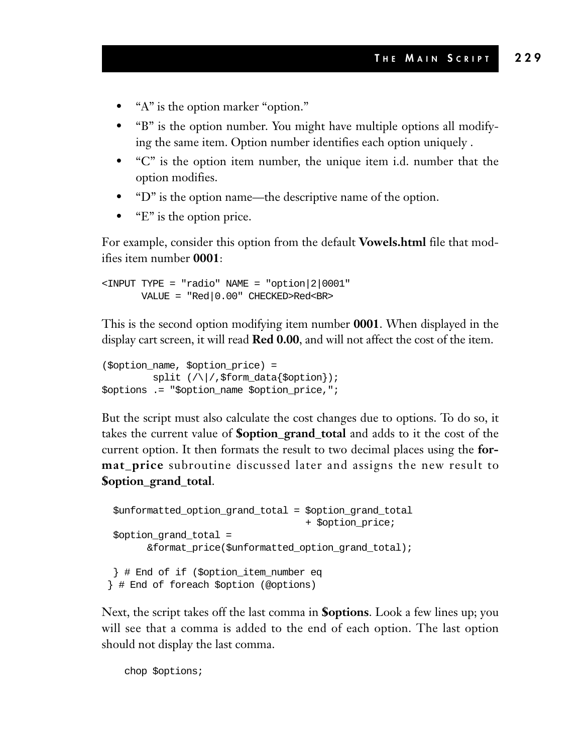- "A" is the option marker "option."
- "B" is the option number. You might have multiple options all modifying the same item. Option number identifies each option uniquely .
- "C" is the option item number, the unique item i.d. number that the option modifies.
- "D" is the option name—the descriptive name of the option.
- "E" is the option price.

For example, consider this option from the default **Vowels.html** file that modifies item number **0001**:

```
<INPUT TYPE = "radio" NAME = "option|2|0001"
       VALUE = "Red|0.00" CHECKED>Red<BR>
```

This is the second option modifying item number **0001**. When displayed in the display cart screen, it will read **Red 0.00**, and will not affect the cost of the item.

```
($option_name, $option_price) =
        split (/\|/,$form_data{$option});
$options .= "$option_name $option_price,";
```

But the script must also calculate the cost changes due to options. To do so, it takes the current value of **$option_grand_total** and adds to it the cost of the current option. It then formats the result to two decimal places using the **format_price** subroutine discussed later and assigns the new result to **$option_grand_total**.

```
  $unformatted_option_grand_total = $option_grand_total
                                  + $option_price;
  $option_grand_total =
        &format_price($unformatted_option_grand_total);

  } # End of if ($option_item_number eq
 } # End of foreach $option (@options)
```

Next, the script takes off the last comma in **$options**. Look a few lines up; you will see that a comma is added to the end of each option. The last option should not display the last comma.

```
    chop $options;
```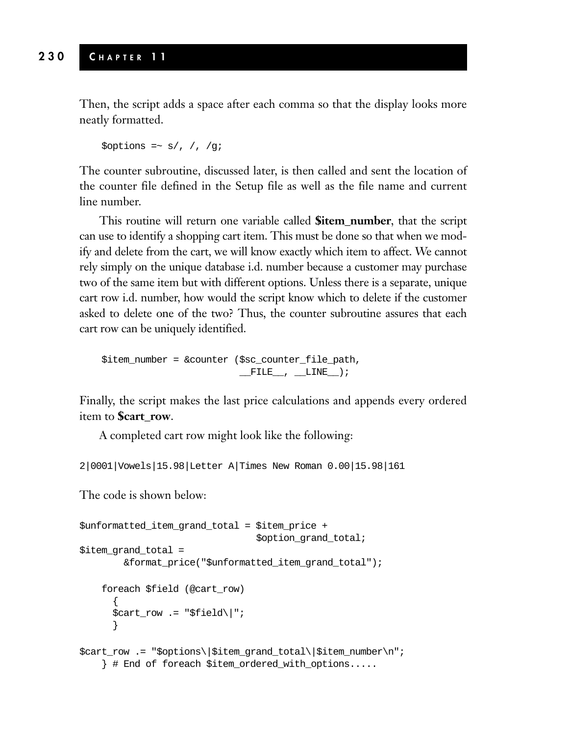Then, the script adds a space after each comma so that the display looks more neatly formatted.

```
$options =~ s/, /, /g;
```

The counter subroutine, discussed later, is then called and sent the location of the counter file defined in the Setup file as well as the file name and current line number.

This routine will return one variable called **$item_number**, that the script can use to identify a shopping cart item. This must be done so that when we modify and delete from the cart, we will know exactly which item to affect. We cannot rely simply on the unique database i.d. number because a customer may purchase two of the same item but with different options. Unless there is a separate, unique cart row i.d. number, how would the script know which to delete if the customer asked to delete one of the two? Thus, the counter subroutine assures that each cart row can be uniquely identified.

```
$item_number = &counter ($sc_counter_file_path,
                         __FILE__, __LINE__);
```

Finally, the script makes the last price calculations and appends every ordered item to **$cart_row**.

A completed cart row might look like the following:

```
2|0001|Vowels|15.98|Letter A|Times New Roman 0.00|15.98|161
```

The code is shown below:

```
$unformatted_item_grand_total = $item_price +
                                $option_grand_total;
$item_grand_total =
        &format_price("$unformatted_item_grand_total");

    foreach $field (@cart_row)
      {
      $cart_row .= "$field\|";
      }

$cart_row .= "$options\|$item_grand_total\|$item_number\n";
    } # End of foreach $item_ordered_with_options.....
```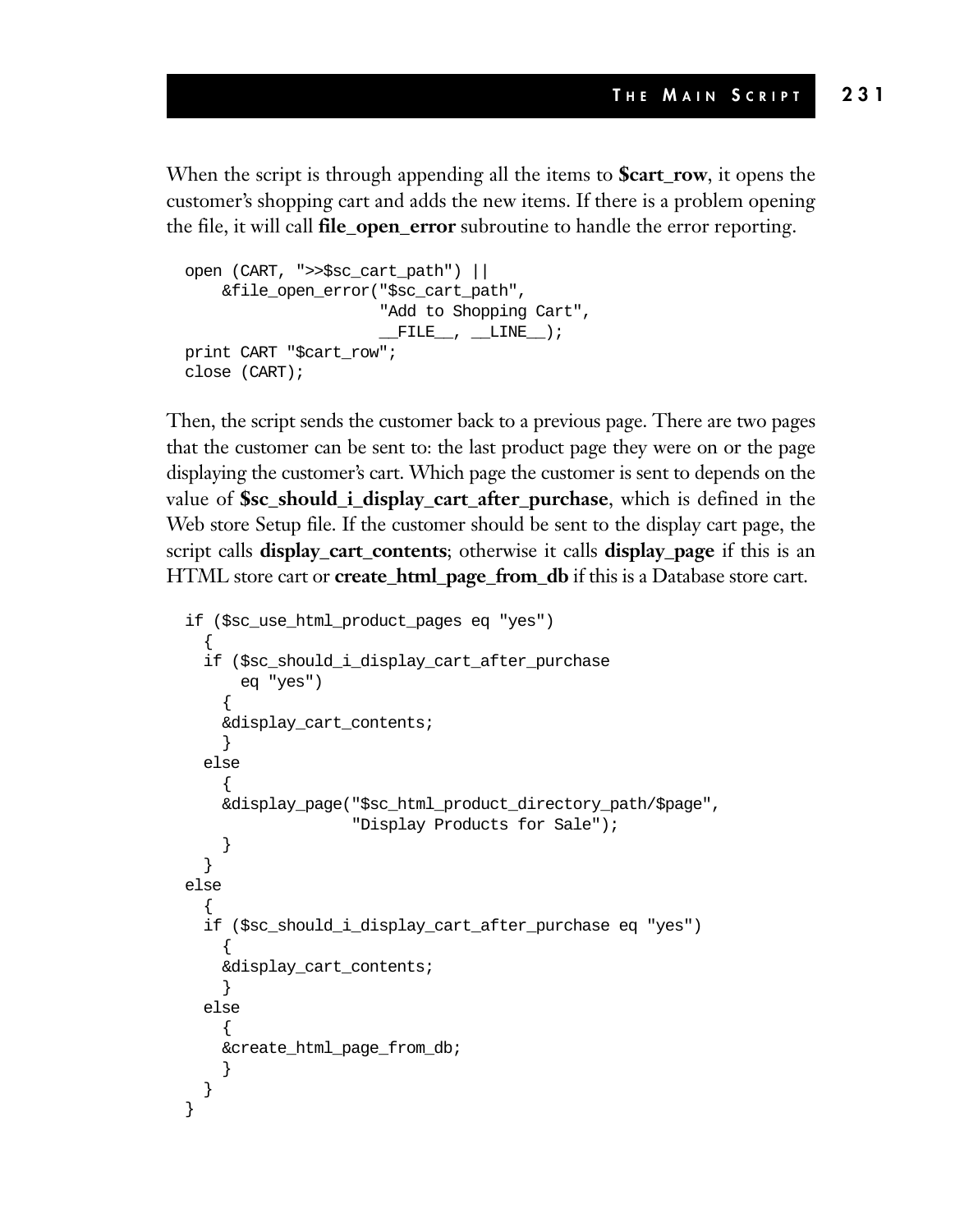When the script is through appending all the items to **$cart_row**, it opens the customer's shopping cart and adds the new items. If there is a problem opening the file, it will call **file_open_error** subroutine to handle the error reporting.

```
open (CART, ">>$sc_cart_path") ||
    &file_open_error("$sc_cart_path",
                     "Add to Shopping Cart",
                     __FILE__, __LINE__);
print CART "$cart_row";
close (CART);
```

Then, the script sends the customer back to a previous page. There are two pages that the customer can be sent to: the last product page they were on or the page displaying the customer's cart. Which page the customer is sent to depends on the value of **$sc_should_i_display_cart_after_purchase**, which is defined in the Web store Setup file. If the customer should be sent to the display cart page, the script calls **display_cart_contents**; otherwise it calls **display_page** if this is an HTML store cart or **create_html_page_from_db** if this is a Database store cart.

```
if ($sc_use_html_product_pages eq "yes")
  {
  if ($sc_should_i_display_cart_after_purchase
      eq "yes")
    {
    &display_cart_contents;
    }
  else
    {
    &display_page("$sc_html_product_directory_path/$page",
                  "Display Products for Sale");
    }
  }
else
  {
  if ($sc_should_i_display_cart_after_purchase eq "yes")
    {
    &display_cart_contents;
    }
  else
    {
    &create_html_page_from_db;
    }
  }
}
```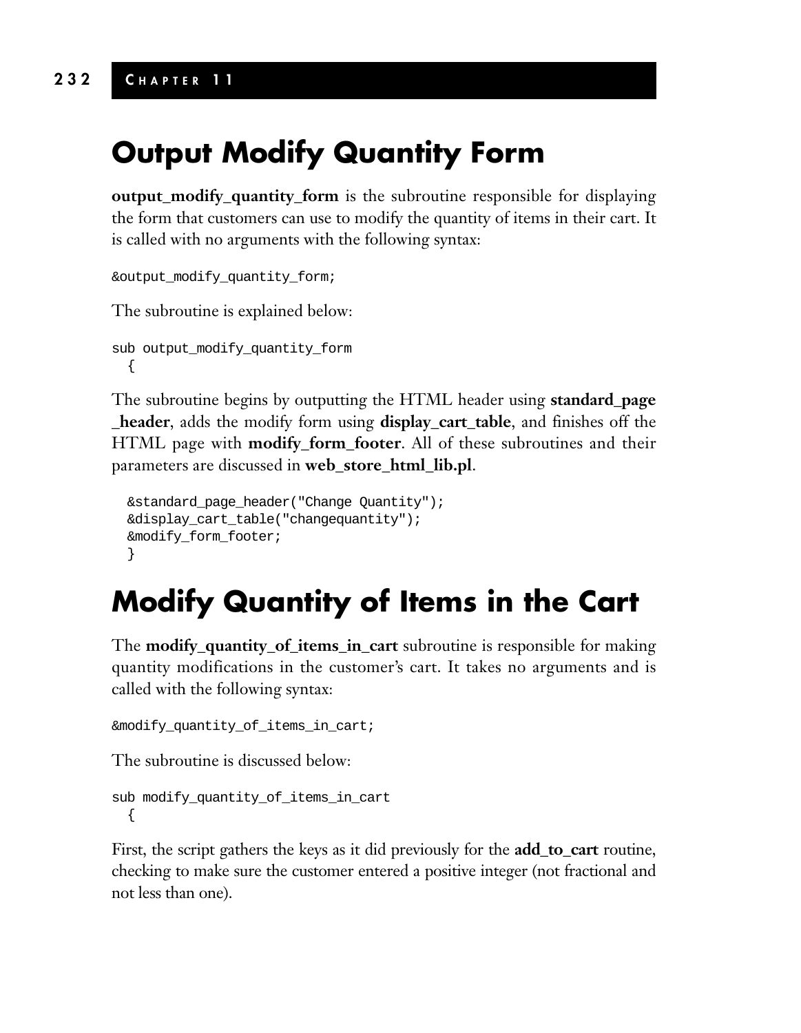# Output Modify Quantity Form

**output_modify_quantity_form** is the subroutine responsible for displaying the form that customers can use to modify the quantity of items in their cart. It is called with no arguments with the following syntax:

```
&output_modify_quantity_form;
```

The subroutine is explained below:

```
sub output_modify_quantity_form
  {
```

The subroutine begins by outputting the HTML header using **standard_page_header**, adds the modify form using **display_cart_table**, and finishes off the HTML page with **modify_form_footer**. All of these subroutines and their parameters are discussed in **web_store_html_lib.pl**.

```
  &standard_page_header("Change Quantity");
  &display_cart_table("changequantity");
  &modify_form_footer;
  }
```

# Modify Quantity of Items in the Cart

The **modify_quantity_of_items_in_cart** subroutine is responsible for making quantity modifications in the customer's cart. It takes no arguments and is called with the following syntax:

```
&modify_quantity_of_items_in_cart;
```

The subroutine is discussed below:

```
sub modify_quantity_of_items_in_cart
  {
```

First, the script gathers the keys as it did previously for the **add_to_cart** routine, checking to make sure the customer entered a positive integer (not fractional and not less than one).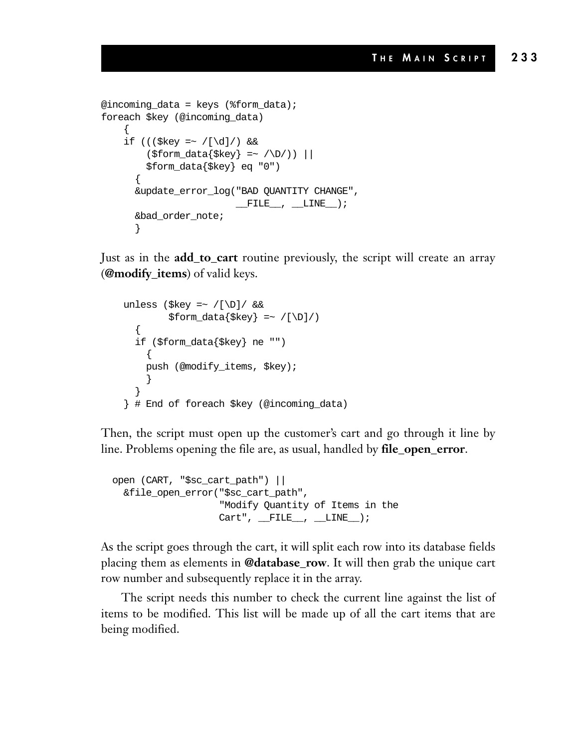```
@incoming_data = keys (%form_data);
foreach $key (@incoming_data)
    {
    if ((($key =~ /[\d]/) &&
        ($form_data{$key} =~ /\D/)) ||
        $form_data{$key} eq "0")
      {
      &update_error_log("BAD QUANTITY CHANGE",
                        __FILE__, __LINE__);
      &bad_order_note;
      }
```

Just as in the **add_to_cart** routine previously, the script will create an array (**@modify_items**) of valid keys.

```
    unless ($key =~ /[\D]/ &&
            $form_data{$key} =~ /[\D]/)
      {
      if ($form_data{$key} ne "")
        {
        push (@modify_items, $key);
        }
      }
    } # End of foreach $key (@incoming_data)
```

Then, the script must open up the customer's cart and go through it line by line. Problems opening the file are, as usual, handled by **file_open_error**.

```
  open (CART, "$sc_cart_path") ||
    &file_open_error("$sc_cart_path",
                     "Modify Quantity of Items in the
                     Cart", __FILE__, __LINE__);
```

As the script goes through the cart, it will split each row into its database fields placing them as elements in **@database_row**. It will then grab the unique cart row number and subsequently replace it in the array.

The script needs this number to check the current line against the list of items to be modified. This list will be made up of all the cart items that are being modified.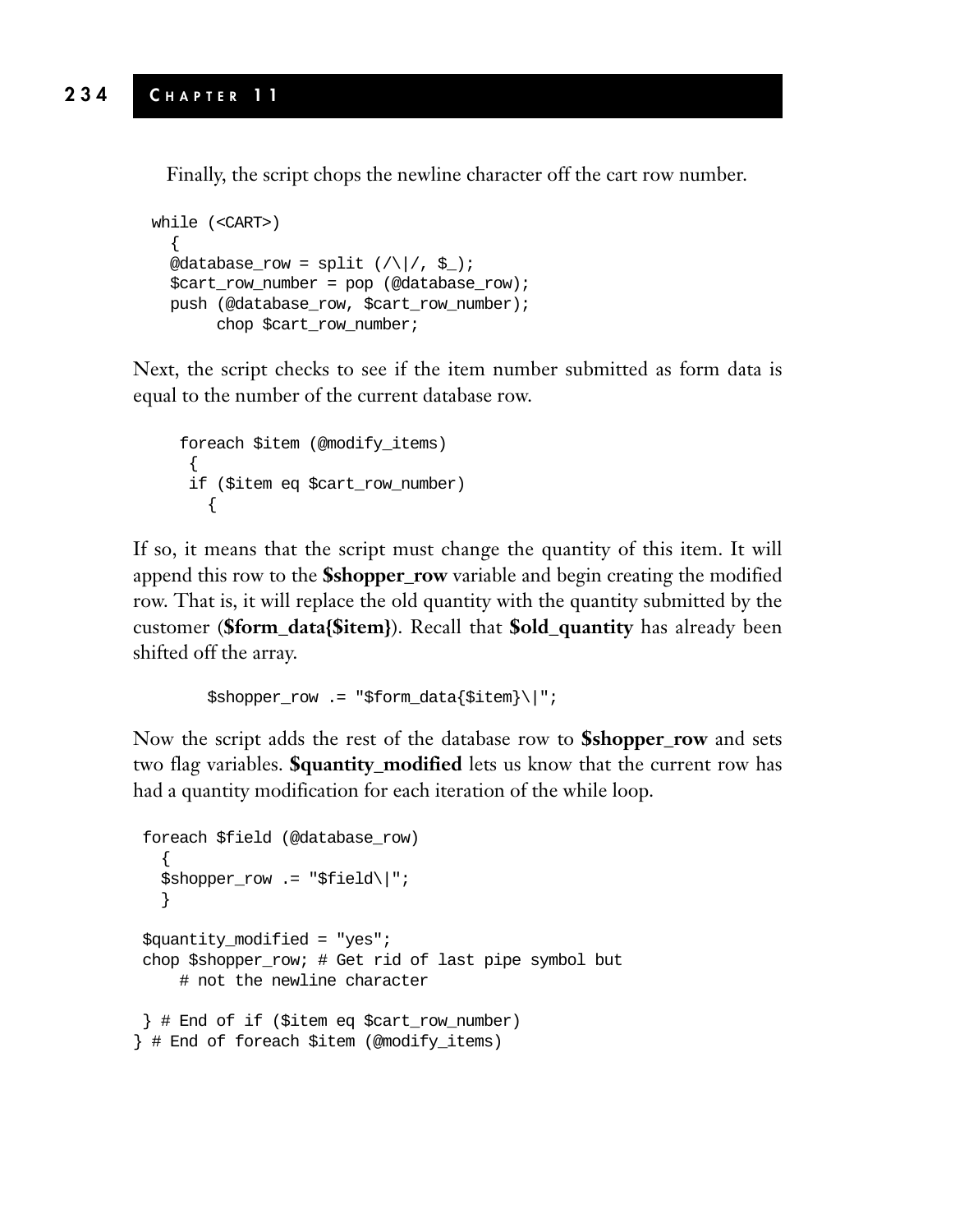Finally, the script chops the newline character off the cart row number.

```
while (<CART>)
  {
  @database_row = split (/\|/, $_);
  $cart_row_number = pop (@database_row);
  push (@database_row, $cart_row_number);
       chop $cart_row_number;
```

Next, the script checks to see if the item number submitted as form data is equal to the number of the current database row.

```
foreach $item (@modify_items)
 {
 if ($item eq $cart_row_number)
   {
```

If so, it means that the script must change the quantity of this item. It will append this row to the **$shopper_row** variable and begin creating the modified row. That is, it will replace the old quantity with the quantity submitted by the customer (**$form_data{$item}**). Recall that **$old_quantity** has already been shifted off the array.

```
$shopper_row .= "$form_data{$item}\|";
```

Now the script adds the rest of the database row to **$shopper_row** and sets two flag variables. **$quantity_modified** lets us know that the current row has had a quantity modification for each iteration of the while loop.

```
 foreach $field (@database_row)
   {
   $shopper_row .= "$field\|";
   }

 $quantity_modified = "yes";
 chop $shopper_row; # Get rid of last pipe symbol but
     # not the newline character

 } # End of if ($item eq $cart_row_number)
} # End of foreach $item (@modify_items)
```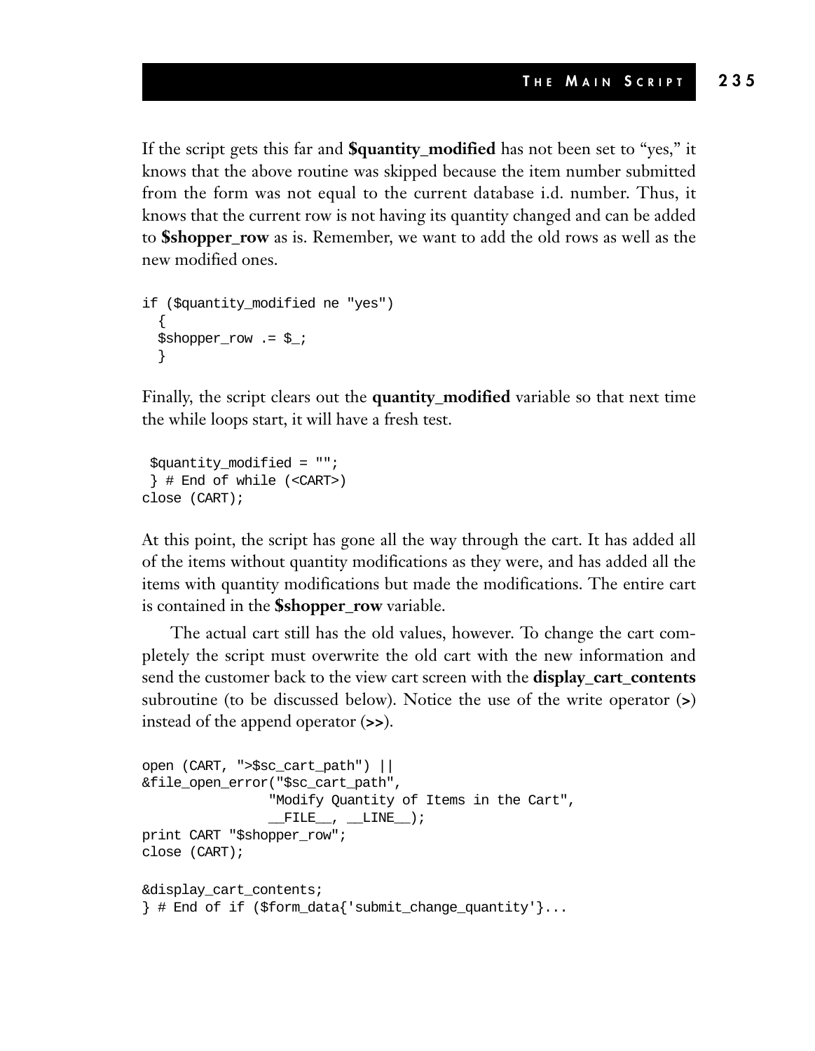If the script gets this far and **$quantity_modified** has not been set to "yes," it knows that the above routine was skipped because the item number submitted from the form was not equal to the current database i.d. number. Thus, it knows that the current row is not having its quantity changed and can be added to **$shopper_row** as is. Remember, we want to add the old rows as well as the new modified ones.

```
if ($quantity_modified ne "yes")
  {
  $shopper_row .= $_;
  }
```

Finally, the script clears out the **quantity_modified** variable so that next time the while loops start, it will have a fresh test.

```
 $quantity_modified = "";
 } # End of while (<CART>)
close (CART);
```

At this point, the script has gone all the way through the cart. It has added all of the items without quantity modifications as they were, and has added all the items with quantity modifications but made the modifications. The entire cart is contained in the **$shopper_row** variable.

The actual cart still has the old values, however. To change the cart completely the script must overwrite the old cart with the new information and send the customer back to the view cart screen with the **display_cart_contents** subroutine (to be discussed below). Notice the use of the write operator (`>`) instead of the append operator (`>>`).

```
open (CART, ">$sc_cart_path") ||
&file_open_error("$sc_cart_path",
                "Modify Quantity of Items in the Cart",
                __FILE__, __LINE__);
print CART "$shopper_row";
close (CART);

&display_cart_contents;
} # End of if ($form_data{'submit_change_quantity'}...
```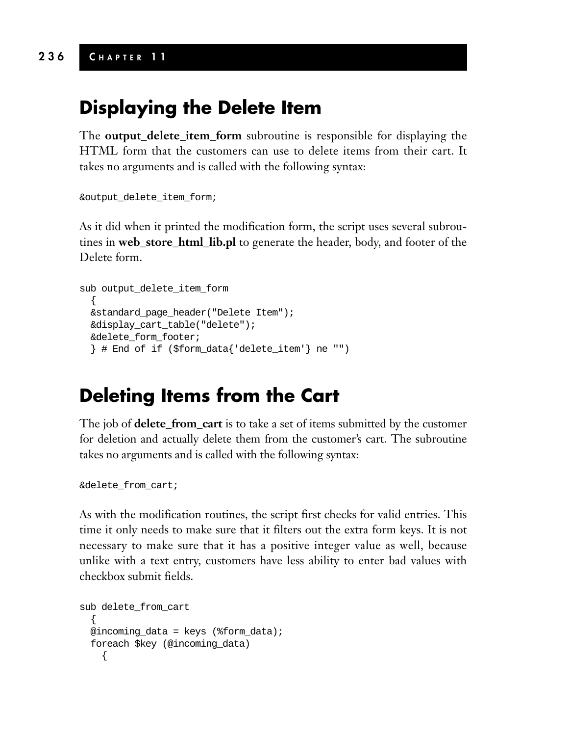## Displaying the Delete Item

The **output_delete_item_form** subroutine is responsible for displaying the HTML form that the customers can use to delete items from their cart. It takes no arguments and is called with the following syntax:

```
&output_delete_item_form;
```

As it did when it printed the modification form, the script uses several subroutines in **web_store_html_lib.pl** to generate the header, body, and footer of the Delete form.

```
sub output_delete_item_form
  {
  &standard_page_header("Delete Item");
  &display_cart_table("delete");
  &delete_form_footer;
  } # End of if ($form_data{'delete_item'} ne "")
```

## Deleting Items from the Cart

The job of **delete_from_cart** is to take a set of items submitted by the customer for deletion and actually delete them from the customer's cart. The subroutine takes no arguments and is called with the following syntax:

```
&delete_from_cart;
```

As with the modification routines, the script first checks for valid entries. This time it only needs to make sure that it filters out the extra form keys. It is not necessary to make sure that it has a positive integer value as well, because unlike with a text entry, customers have less ability to enter bad values with checkbox submit fields.

```
sub delete_from_cart
  {
  @incoming_data = keys (%form_data);
  foreach $key (@incoming_data)
    {
```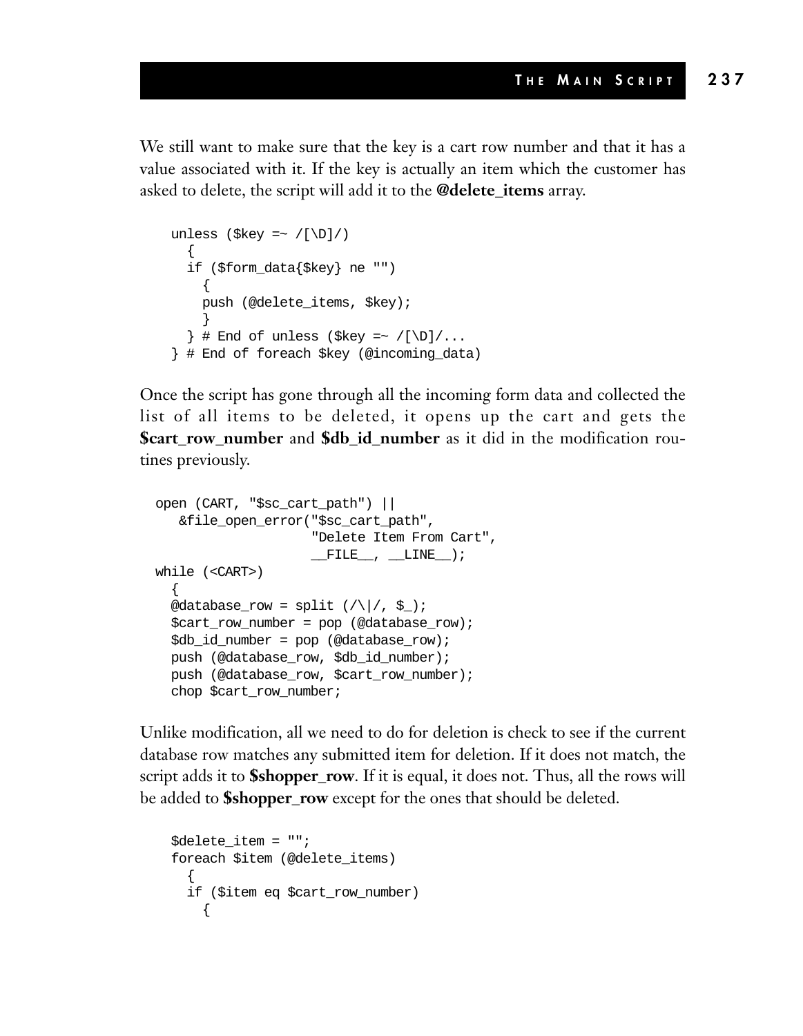We still want to make sure that the key is a cart row number and that it has a value associated with it. If the key is actually an item which the customer has asked to delete, the script will add it to the **@delete_items** array.

```
    unless ($key =~ /[\D]/)
      {
      if ($form_data{$key} ne "")
        {
        push (@delete_items, $key);
        }
      } # End of unless ($key =~ /[\D]/...
    } # End of foreach $key (@incoming_data)
```

Once the script has gone through all the incoming form data and collected the list of all items to be deleted, it opens up the cart and gets the **$cart_row_number** and **$db_id_number** as it did in the modification routines previously.

```
  open (CART, "$sc_cart_path") ||
     &file_open_error("$sc_cart_path",
                      "Delete Item From Cart",
                      __FILE__, __LINE__);
  while (<CART>)
    {
    @database_row = split (/\|/, $_);
    $cart_row_number = pop (@database_row);
    $db_id_number = pop (@database_row);
    push (@database_row, $db_id_number);
    push (@database_row, $cart_row_number);
    chop $cart_row_number;
```

Unlike modification, all we need to do for deletion is check to see if the current database row matches any submitted item for deletion. If it does not match, the script adds it to **$shopper_row**. If it is equal, it does not. Thus, all the rows will be added to **$shopper_row** except for the ones that should be deleted.

```
    $delete_item = "";
    foreach $item (@delete_items)
      {
      if ($item eq $cart_row_number)
        {
```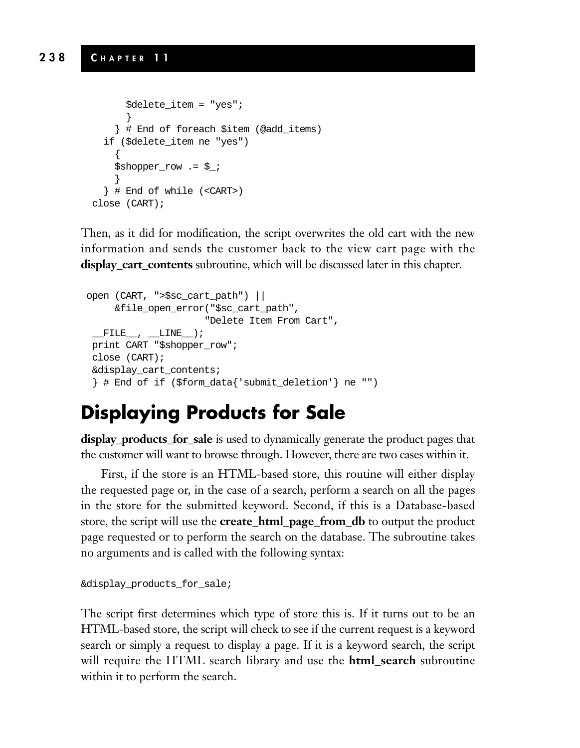```
        $delete_item = "yes";
        }
      } # End of foreach $item (@add_items)
    if ($delete_item ne "yes")
      {
      $shopper_row .= $_;
      }
    } # End of while (<CART>)
  close (CART);
```

Then, as it did for modification, the script overwrites the old cart with the new information and sends the customer back to the view cart page with the **display_cart_contents** subroutine, which will be discussed later in this chapter.

```
 open (CART, ">$sc_cart_path") ||
      &file_open_error("$sc_cart_path",
                      "Delete Item From Cart",
  __FILE__, __LINE__);
  print CART "$shopper_row";
  close (CART);
  &display_cart_contents;
  } # End of if ($form_data{'submit_deletion'} ne "")
```

# Displaying Products for Sale

**display_products_for_sale** is used to dynamically generate the product pages that the customer will want to browse through. However, there are two cases within it.

First, if the store is an HTML-based store, this routine will either display the requested page or, in the case of a search, perform a search on all the pages in the store for the submitted keyword. Second, if this is a Database-based store, the script will use the **create_html_page_from_db** to output the product page requested or to perform the search on the database. The subroutine takes no arguments and is called with the following syntax:

```
&display_products_for_sale;
```

The script first determines which type of store this is. If it turns out to be an HTML-based store, the script will check to see if the current request is a keyword search or simply a request to display a page. If it is a keyword search, the script will require the HTML search library and use the **html_search** subroutine within it to perform the search.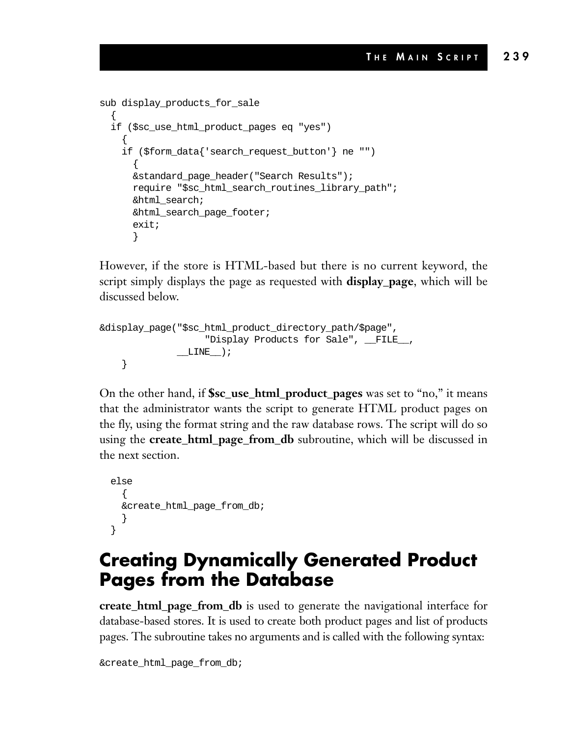```
sub display_products_for_sale
  {
  if ($sc_use_html_product_pages eq "yes")
    {
    if ($form_data{'search_request_button'} ne "")
      {
      &standard_page_header("Search Results");
      require "$sc_html_search_routines_library_path";
      &html_search;
      &html_search_page_footer;
      exit;
      }
```

However, if the store is HTML-based but there is no current keyword, the script simply displays the page as requested with **display_page**, which will be discussed below.

```
&display_page("$sc_html_product_directory_path/$page",
                  "Display Products for Sale", __FILE__,
              __LINE__);
    }
```

On the other hand, if **$sc_use_html_product_pages** was set to "no," it means that the administrator wants the script to generate HTML product pages on the fly, using the format string and the raw database rows. The script will do so using the **create_html_page_from_db** subroutine, which will be discussed in the next section.

```
  else
    {
    &create_html_page_from_db;
    }
  }
```

## Creating Dynamically Generated Product Pages from the Database

**create_html_page_from_db** is used to generate the navigational interface for database-based stores. It is used to create both product pages and list of products pages. The subroutine takes no arguments and is called with the following syntax:

```
&create_html_page_from_db;
```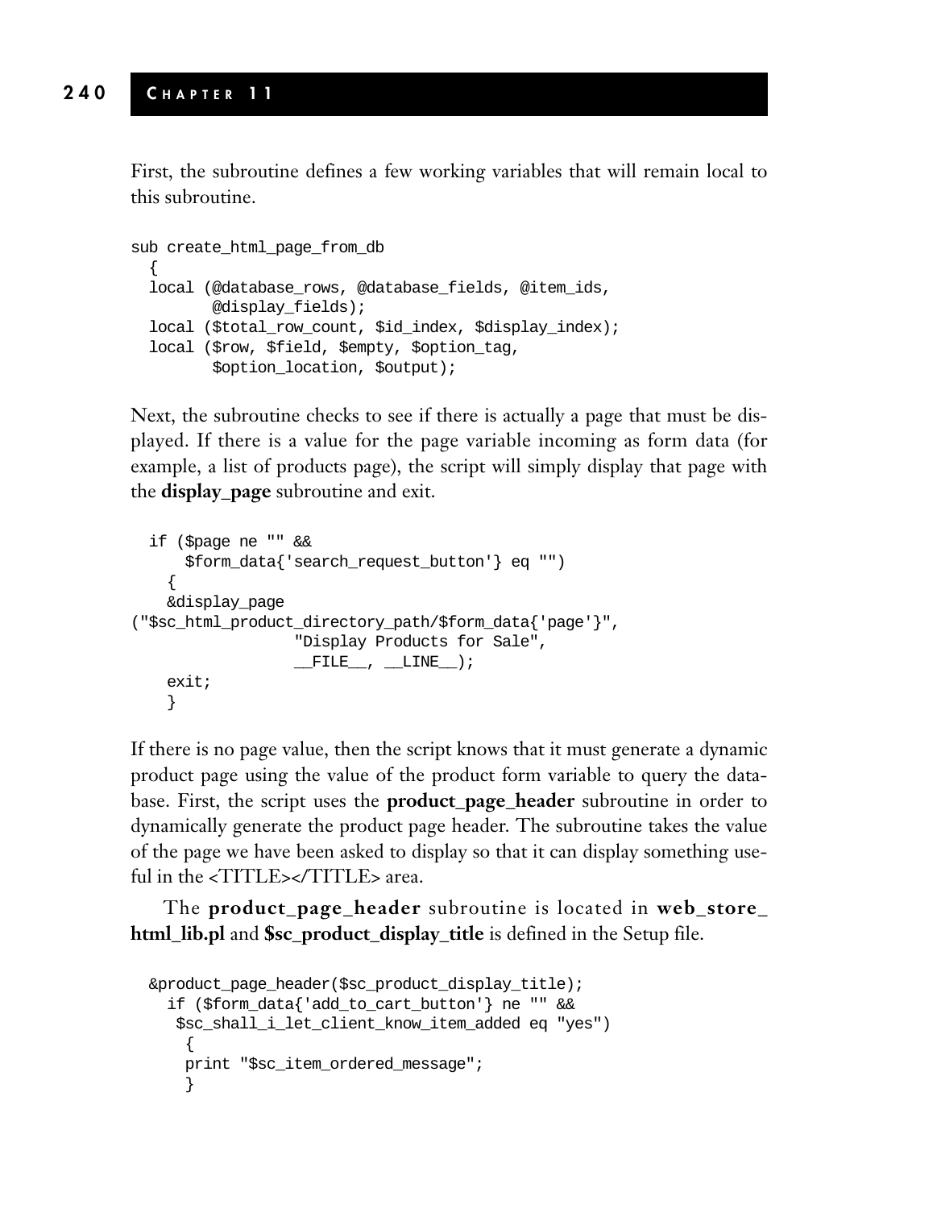First, the subroutine defines a few working variables that will remain local to this subroutine.

```
sub create_html_page_from_db
  {
  local (@database_rows, @database_fields, @item_ids,
         @display_fields);
  local ($total_row_count, $id_index, $display_index);
  local ($row, $field, $empty, $option_tag,
         $option_location, $output);
```

Next, the subroutine checks to see if there is actually a page that must be displayed. If there is a value for the page variable incoming as form data (for example, a list of products page), the script will simply display that page with the **display_page** subroutine and exit.

```
  if ($page ne "" &&
      $form_data{'search_request_button'} eq "")
    {
    &display_page
("$sc_html_product_directory_path/$form_data{'page'}",
                  "Display Products for Sale",
                  __FILE__, __LINE__);
    exit;
    }
```

If there is no page value, then the script knows that it must generate a dynamic product page using the value of the product form variable to query the database. First, the script uses the **product_page_header** subroutine in order to dynamically generate the product page header. The subroutine takes the value of the page we have been asked to display so that it can display something useful in the <TITLE></TITLE> area.

The **product_page_header** subroutine is located in **web_store_html_lib.pl** and **$sc_product_display_title** is defined in the Setup file.

```
  &product_page_header($sc_product_display_title);
    if ($form_data{'add_to_cart_button'} ne "" &&
     $sc_shall_i_let_client_know_item_added eq "yes")
      {
      print "$sc_item_ordered_message";
      }
```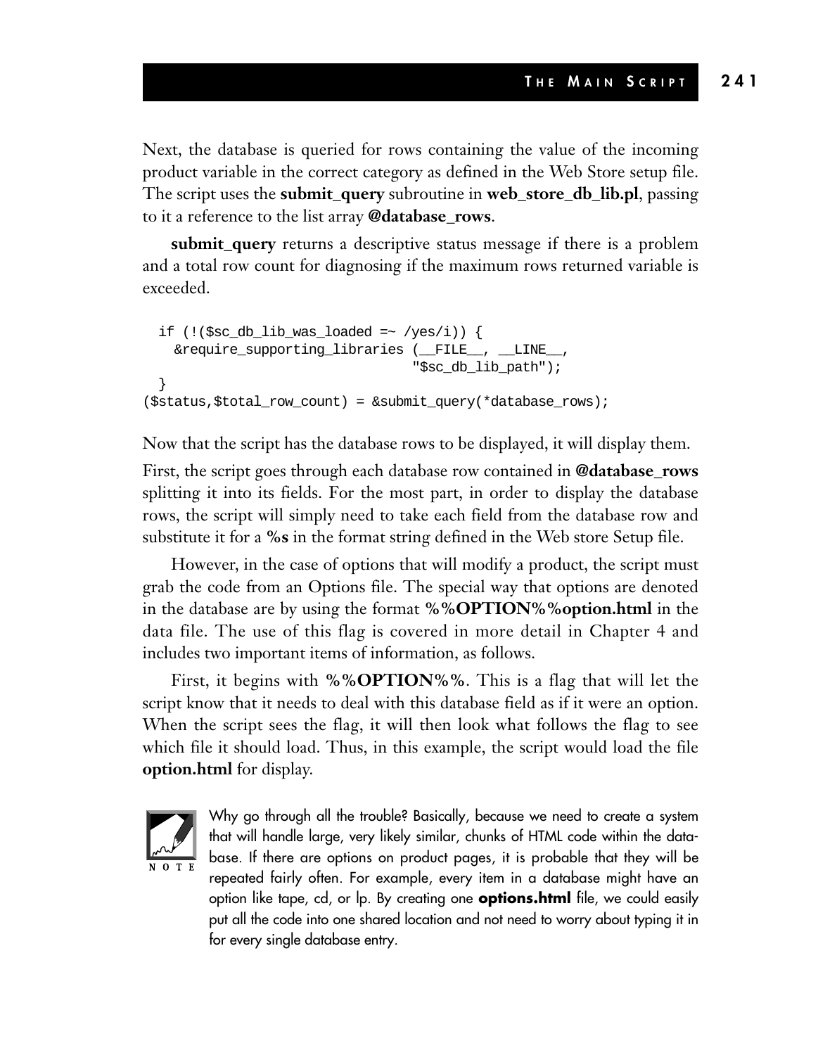Next, the database is queried for rows containing the value of the incoming product variable in the correct category as defined in the Web Store setup file. The script uses the **submit_query** subroutine in **web_store_db_lib.pl**, passing to it a reference to the list array **@database_rows**.

**submit_query** returns a descriptive status message if there is a problem and a total row count for diagnosing if the maximum rows returned variable is exceeded.

```
  if (!($sc_db_lib_was_loaded =~ /yes/i)) {
    &require_supporting_libraries (__FILE__, __LINE__,
                                   "$sc_db_lib_path");
  }
($status,$total_row_count) = &submit_query(*database_rows);
```

Now that the script has the database rows to be displayed, it will display them.

First, the script goes through each database row contained in **@database_rows** splitting it into its fields. For the most part, in order to display the database rows, the script will simply need to take each field from the database row and substitute it for a **%s** in the format string defined in the Web store Setup file.

However, in the case of options that will modify a product, the script must grab the code from an Options file. The special way that options are denoted in the database are by using the format **%%OPTION%%option.html** in the data file. The use of this flag is covered in more detail in Chapter 4 and includes two important items of information, as follows.

First, it begins with **%%OPTION%%**. This is a flag that will let the script know that it needs to deal with this database field as if it were an option. When the script sees the flag, it will then look what follows the flag to see which file it should load. Thus, in this example, the script would load the file **option.html** for display.

> **NOTE**
>
> Why go through all the trouble? Basically, because we need to create a system that will handle large, very likely similar, chunks of HTML code within the database. If there are options on product pages, it is probable that they will be repeated fairly often. For example, every item in a database might have an option like tape, cd, or lp. By creating one **options.html** file, we could easily put all the code into one shared location and not need to worry about typing it in for every single database entry.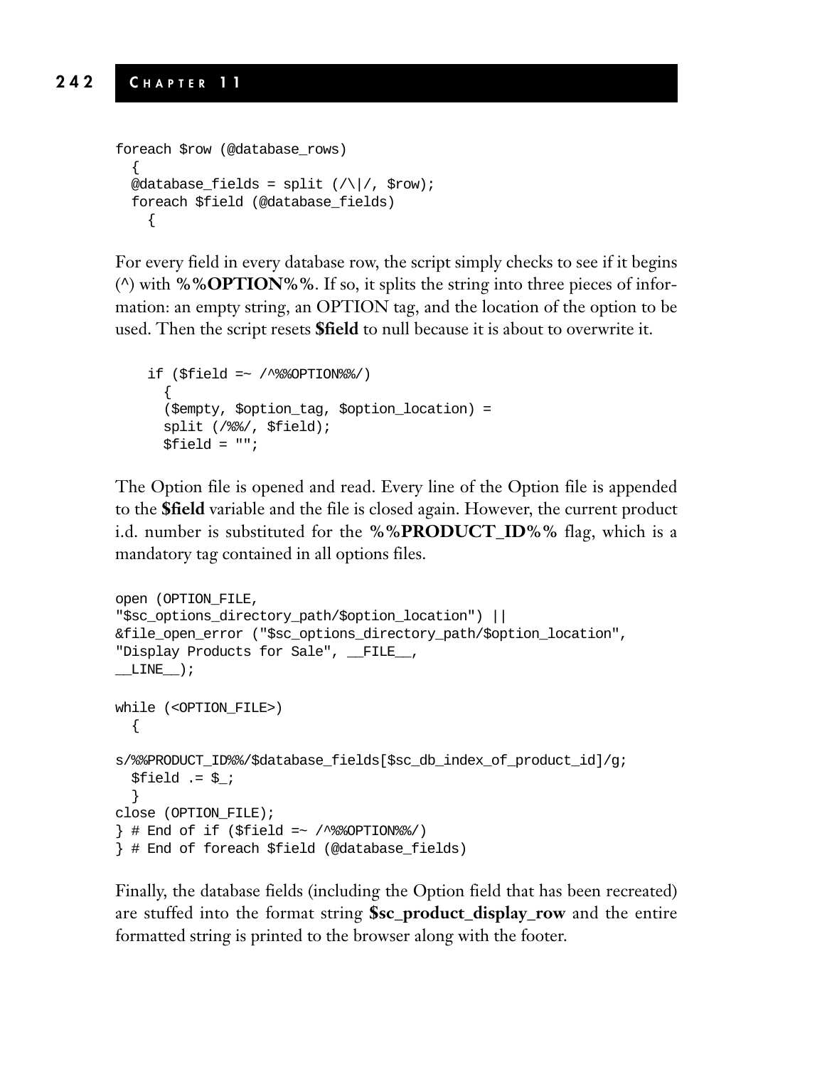```
foreach $row (@database_rows)
  {
  @database_fields = split (/\|/, $row);
  foreach $field (@database_fields)
    {
```

For every field in every database row, the script simply checks to see if it begins (^) with **%%OPTION%%**. If so, it splits the string into three pieces of information: an empty string, an OPTION tag, and the location of the option to be used. Then the script resets **$field** to null because it is about to overwrite it.

```
    if ($field =~ /^%%OPTION%%/)
      {
      ($empty, $option_tag, $option_location) =
      split (/%%/, $field);
      $field = "";
```

The Option file is opened and read. Every line of the Option file is appended to the **$field** variable and the file is closed again. However, the current product i.d. number is substituted for the **%%PRODUCT_ID%%** flag, which is a mandatory tag contained in all options files.

```
open (OPTION_FILE,
"$sc_options_directory_path/$option_location") ||
&file_open_error ("$sc_options_directory_path/$option_location",
"Display Products for Sale", __FILE__,
__LINE__);

while (<OPTION_FILE>)
  {
s/%%PRODUCT_ID%%/$database_fields[$sc_db_index_of_product_id]/g;
  $field .= $_;
  }
close (OPTION_FILE);
} # End of if ($field =~ /^%%OPTION%%/)
} # End of foreach $field (@database_fields)
```

Finally, the database fields (including the Option field that has been recreated) are stuffed into the format string **$sc_product_display_row** and the entire formatted string is printed to the browser along with the footer.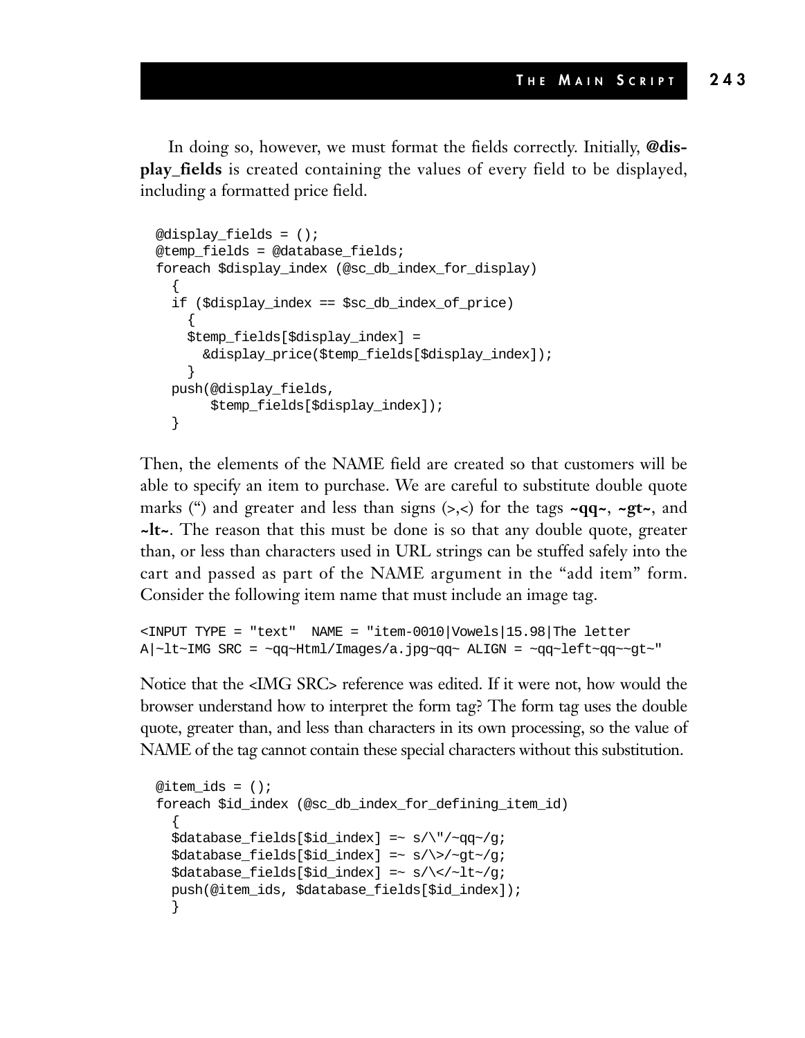In doing so, however, we must format the fields correctly. Initially, **@display_fields** is created containing the values of every field to be displayed, including a formatted price field.

```
@display_fields = ();
@temp_fields = @database_fields;
foreach $display_index (@sc_db_index_for_display)
  {
  if ($display_index == $sc_db_index_of_price)
    {
    $temp_fields[$display_index] =
      &display_price($temp_fields[$display_index]);
    }
  push(@display_fields,
       $temp_fields[$display_index]);
  }
```

Then, the elements of the NAME field are created so that customers will be able to specify an item to purchase. We are careful to substitute double quote marks (") and greater and less than signs (>,<) for the tags **~qq~**, **~gt~**, and **~lt~**. The reason that this must be done is so that any double quote, greater than, or less than characters used in URL strings can be stuffed safely into the cart and passed as part of the NAME argument in the "add item" form. Consider the following item name that must include an image tag.

```
<INPUT TYPE = "text"  NAME = "item-0010|Vowels|15.98|The letter
A|~lt~IMG SRC = ~qq~Html/Images/a.jpg~qq~ ALIGN = ~qq~left~qq~~gt~"
```

Notice that the <IMG SRC> reference was edited. If it were not, how would the browser understand how to interpret the form tag? The form tag uses the double quote, greater than, and less than characters in its own processing, so the value of NAME of the tag cannot contain these special characters without this substitution.

```
@item_ids = ();
foreach $id_index (@sc_db_index_for_defining_item_id)
  {
  $database_fields[$id_index] =~ s/\"/~qq~/g;
  $database_fields[$id_index] =~ s/\>/~gt~/g;
  $database_fields[$id_index] =~ s/\</~lt~/g;
  push(@item_ids, $database_fields[$id_index]);
  }
```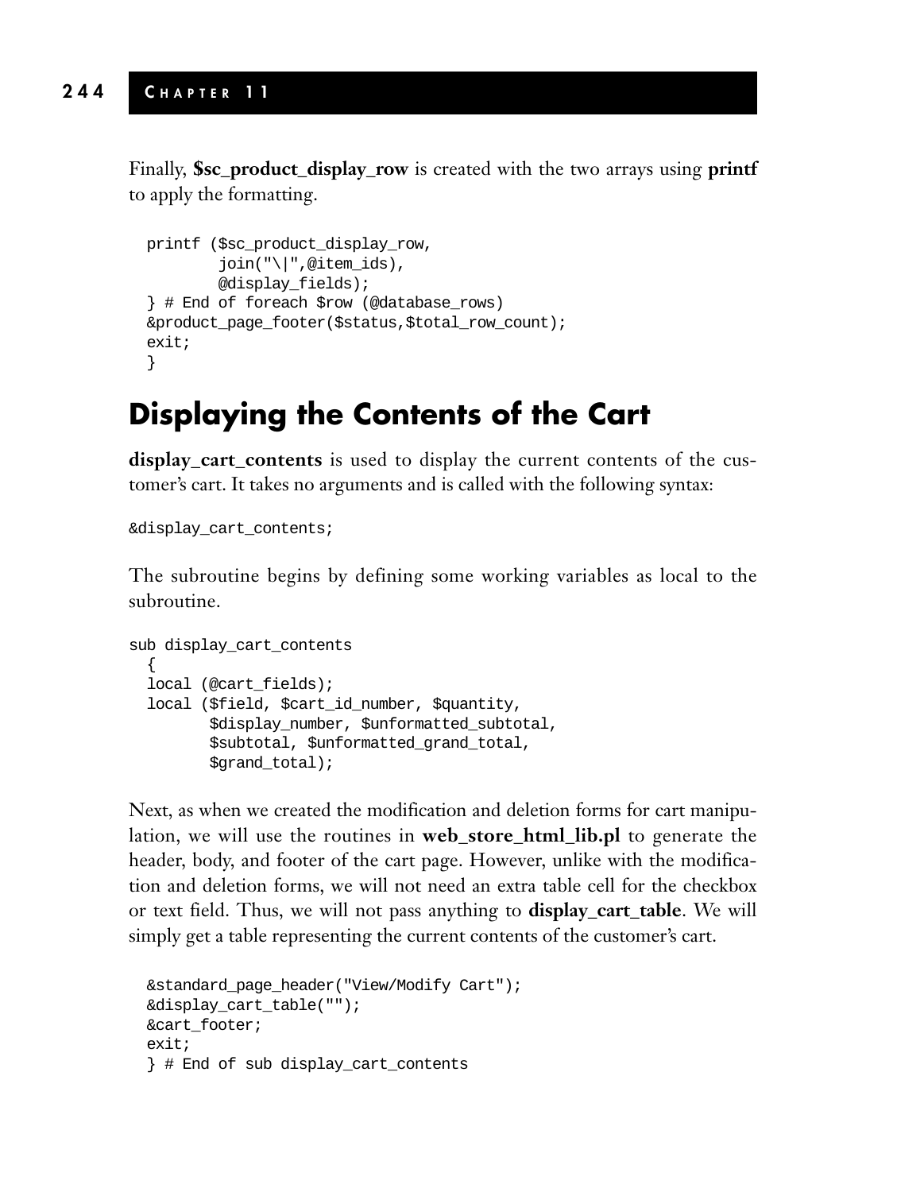Finally, **$sc_product_display_row** is created with the two arrays using **printf** to apply the formatting.

```
printf ($sc_product_display_row,
        join("\|",@item_ids),
        @display_fields);
} # End of foreach $row (@database_rows)
&product_page_footer($status,$total_row_count);
exit;
}
```

## Displaying the Contents of the Cart

**display_cart_contents** is used to display the current contents of the customer's cart. It takes no arguments and is called with the following syntax:

```
&display_cart_contents;
```

The subroutine begins by defining some working variables as local to the subroutine.

```
sub display_cart_contents
  {
  local (@cart_fields);
  local ($field, $cart_id_number, $quantity,
        $display_number, $unformatted_subtotal,
        $subtotal, $unformatted_grand_total,
        $grand_total);
```

Next, as when we created the modification and deletion forms for cart manipulation, we will use the routines in **web_store_html_lib.pl** to generate the header, body, and footer of the cart page. However, unlike with the modification and deletion forms, we will not need an extra table cell for the checkbox or text field. Thus, we will not pass anything to **display_cart_table**. We will simply get a table representing the current contents of the customer's cart.

```
  &standard_page_header("View/Modify Cart");
  &display_cart_table("");
  &cart_footer;
  exit;
  } # End of sub display_cart_contents
```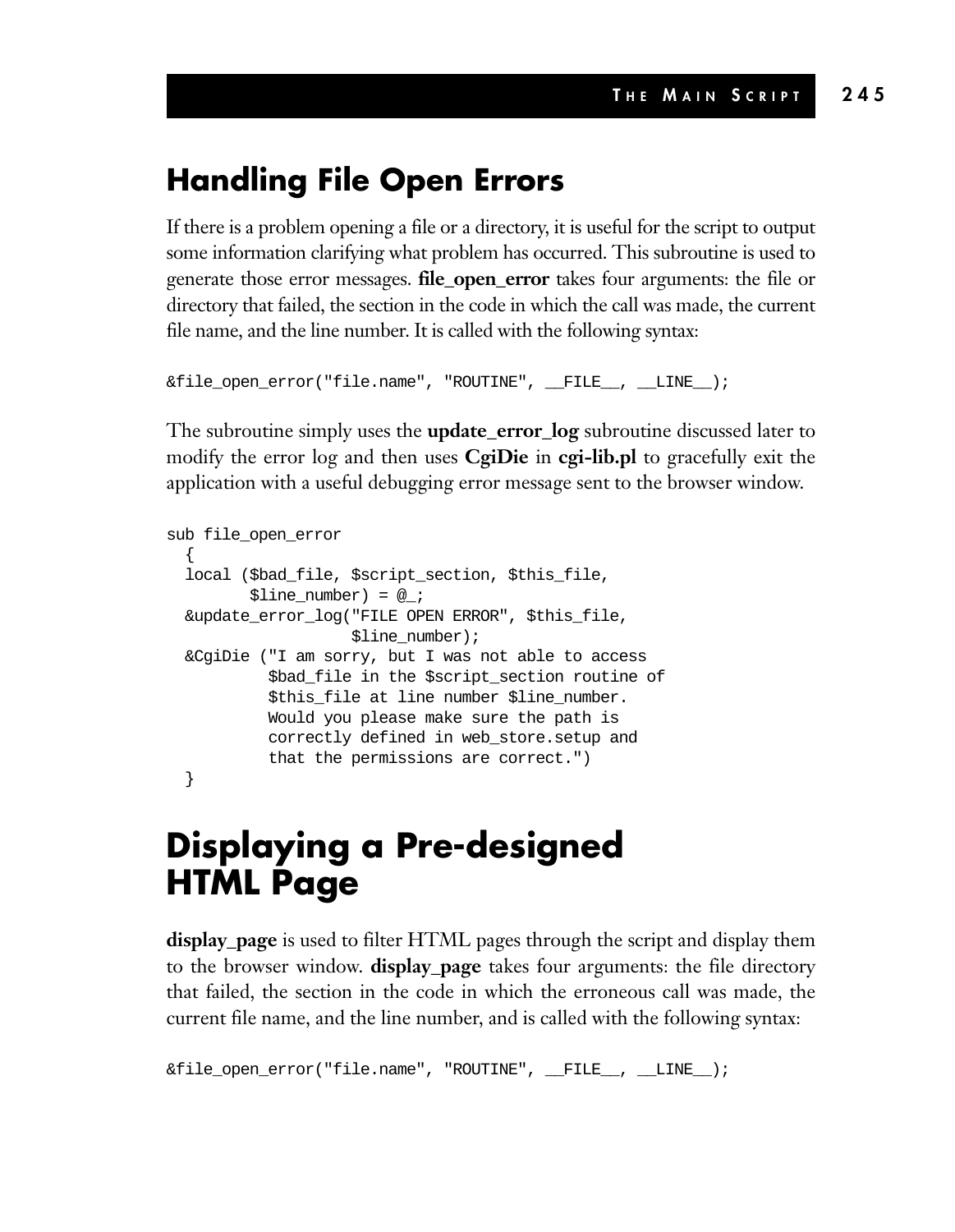## Handling File Open Errors

If there is a problem opening a file or a directory, it is useful for the script to output some information clarifying what problem has occurred. This subroutine is used to generate those error messages. **file_open_error** takes four arguments: the file or directory that failed, the section in the code in which the call was made, the current file name, and the line number. It is called with the following syntax:

```
&file_open_error("file.name", "ROUTINE", __FILE__, __LINE__);
```

The subroutine simply uses the **update_error_log** subroutine discussed later to modify the error log and then uses **CgiDie** in **cgi-lib.pl** to gracefully exit the application with a useful debugging error message sent to the browser window.

```
sub file_open_error
  {
  local ($bad_file, $script_section, $this_file,
        $line_number) = @_;
  &update_error_log("FILE OPEN ERROR", $this_file,
                    $line_number);
  &CgiDie ("I am sorry, but I was not able to access
           $bad_file in the $script_section routine of
           $this_file at line number $line_number.
           Would you please make sure the path is
           correctly defined in web_store.setup and
           that the permissions are correct.")
  }
```

## Displaying a Pre-designed HTML Page

**display_page** is used to filter HTML pages through the script and display them to the browser window. **display_page** takes four arguments: the file directory that failed, the section in the code in which the erroneous call was made, the current file name, and the line number, and is called with the following syntax:

```
&file_open_error("file.name", "ROUTINE", __FILE__, __LINE__);
```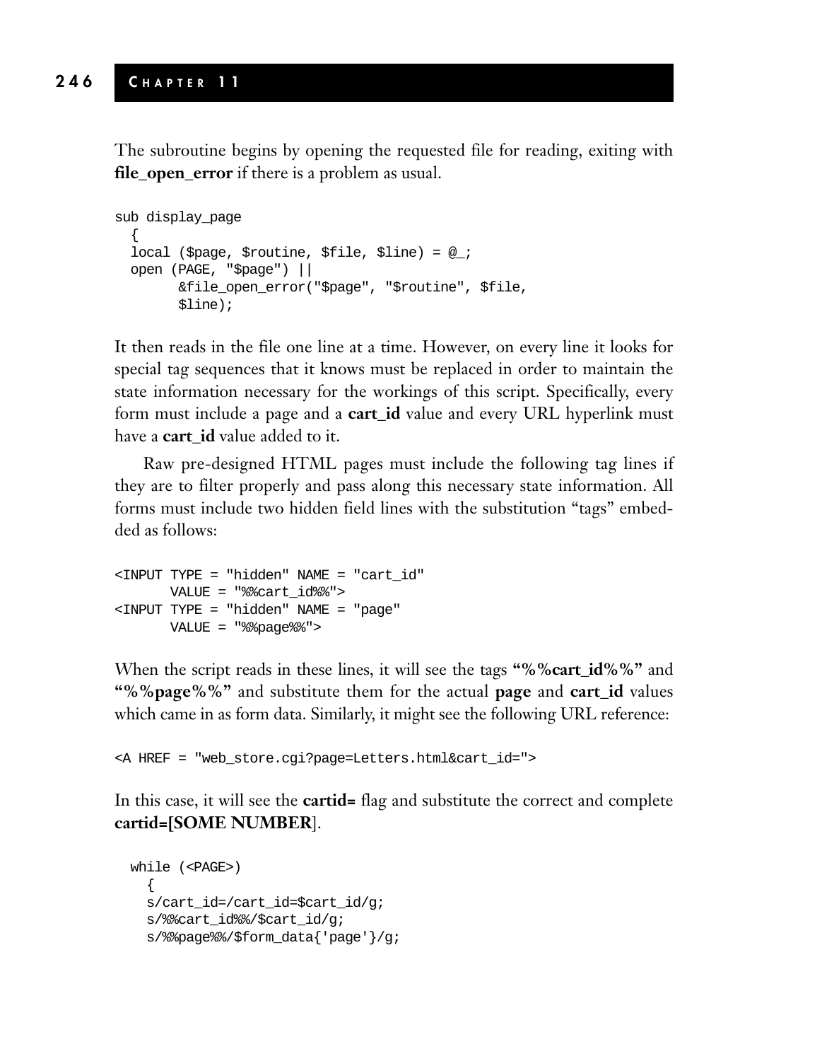The subroutine begins by opening the requested file for reading, exiting with **file_open_error** if there is a problem as usual.

```
sub display_page
  {
  local ($page, $routine, $file, $line) = @_;
  open (PAGE, "$page") ||
        &file_open_error("$page", "$routine", $file,
        $line);
```

It then reads in the file one line at a time. However, on every line it looks for special tag sequences that it knows must be replaced in order to maintain the state information necessary for the workings of this script. Specifically, every form must include a page and a **cart_id** value and every URL hyperlink must have a **cart_id** value added to it.

Raw pre-designed HTML pages must include the following tag lines if they are to filter properly and pass along this necessary state information. All forms must include two hidden field lines with the substitution "tags" embedded as follows:

```
<INPUT TYPE = "hidden" NAME = "cart_id"
       VALUE = "%%cart_id%%">
<INPUT TYPE = "hidden" NAME = "page"
       VALUE = "%%page%%">
```

When the script reads in these lines, it will see the tags **"%%cart_id%%"** and **"%%page%%"** and substitute them for the actual **page** and **cart_id** values which came in as form data. Similarly, it might see the following URL reference:

```
<A HREF = "web_store.cgi?page=Letters.html&cart_id=">
```

In this case, it will see the **cartid=** flag and substitute the correct and complete **cartid=[SOME NUMBER**].

```
  while (<PAGE>)
    {
    s/cart_id=/cart_id=$cart_id/g;
    s/%%cart_id%%/$cart_id/g;
    s/%%page%%/$form_data{'page'}/g;
```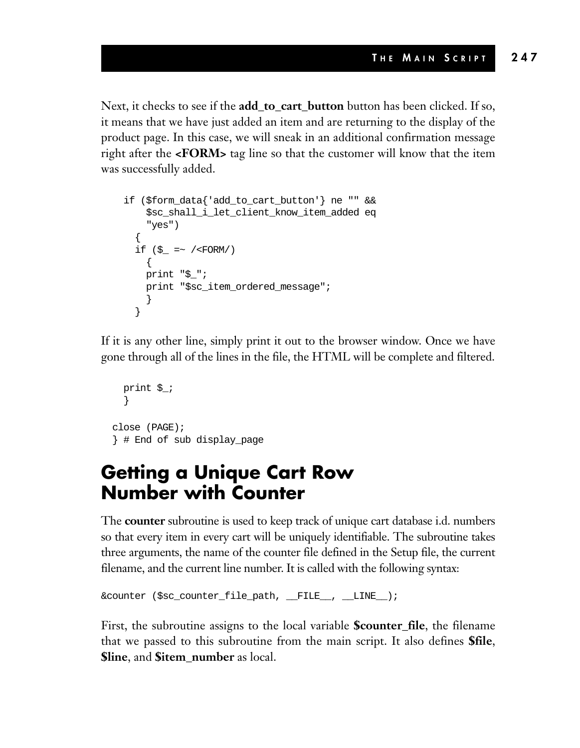Next, it checks to see if the **add_to_cart_button** button has been clicked. If so, it means that we have just added an item and are returning to the display of the product page. In this case, we will sneak in an additional confirmation message right after the **<FORM>** tag line so that the customer will know that the item was successfully added.

```
if ($form_data{'add_to_cart_button'} ne "" &&
    $sc_shall_i_let_client_know_item_added eq
    "yes")
  {
  if ($_ =~ /<FORM/)
    {
    print "$_";
    print "$sc_item_ordered_message";
    }
  }
```

If it is any other line, simply print it out to the browser window. Once we have gone through all of the lines in the file, the HTML will be complete and filtered.

```
  print $_;
  }

close (PAGE);
} # End of sub display_page
```

## Getting a Unique Cart Row Number with Counter

The **counter** subroutine is used to keep track of unique cart database i.d. numbers so that every item in every cart will be uniquely identifiable. The subroutine takes three arguments, the name of the counter file defined in the Setup file, the current filename, and the current line number. It is called with the following syntax:

```
&counter ($sc_counter_file_path, __FILE__, __LINE__);
```

First, the subroutine assigns to the local variable **$counter_file**, the filename that we passed to this subroutine from the main script. It also defines **$file**, **$line**, and **$item_number** as local.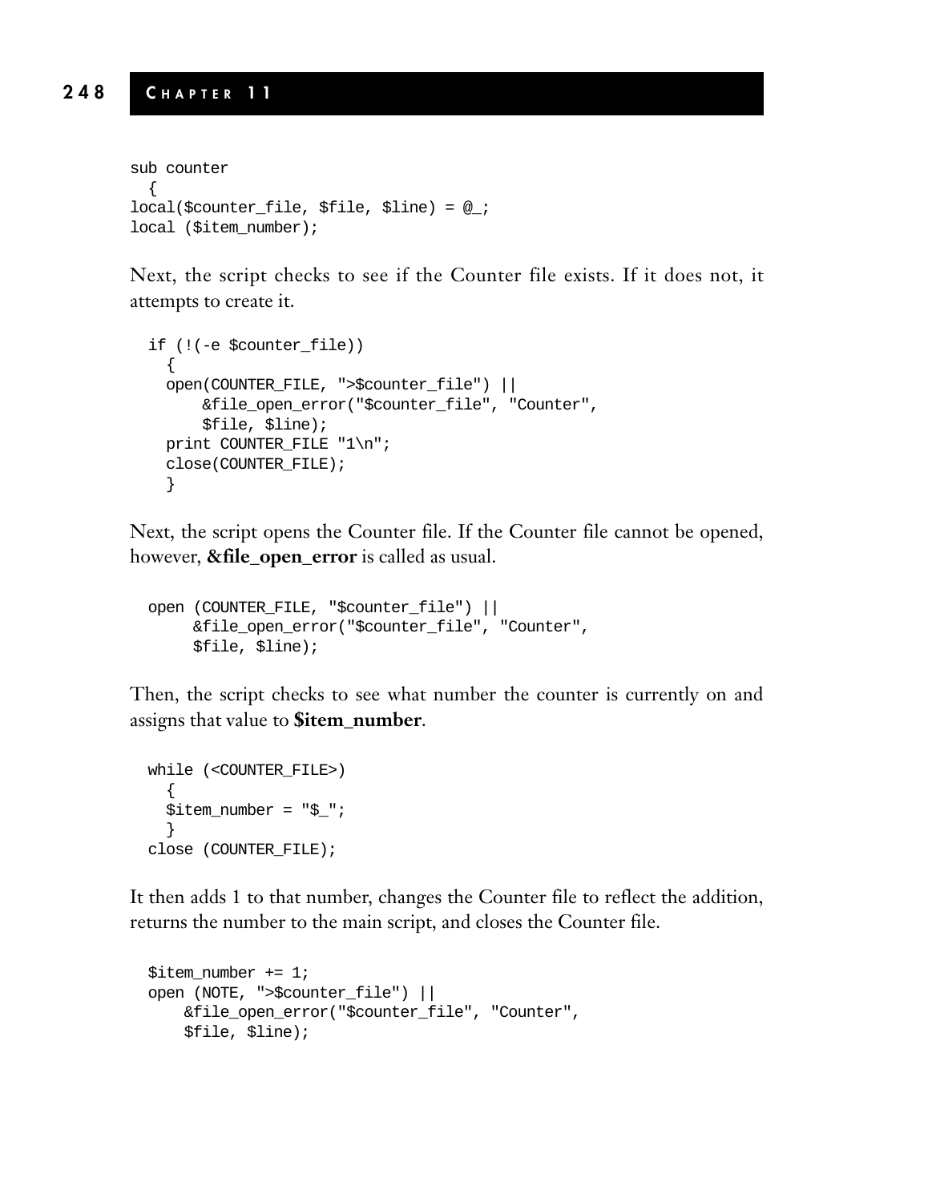```
sub counter
  {
local($counter_file, $file, $line) = @_;
local ($item_number);
```

Next, the script checks to see if the Counter file exists. If it does not, it attempts to create it.

```
  if (!(-e $counter_file))
    {
    open(COUNTER_FILE, ">$counter_file") ||
        &file_open_error("$counter_file", "Counter",
        $file, $line);
    print COUNTER_FILE "1\n";
    close(COUNTER_FILE);
    }
```

Next, the script opens the Counter file. If the Counter file cannot be opened, however, **&file_open_error** is called as usual.

```
  open (COUNTER_FILE, "$counter_file") ||
       &file_open_error("$counter_file", "Counter",
       $file, $line);
```

Then, the script checks to see what number the counter is currently on and assigns that value to **$item_number**.

```
  while (<COUNTER_FILE>)
    {
    $item_number = "$_";
    }
  close (COUNTER_FILE);
```

It then adds 1 to that number, changes the Counter file to reflect the addition, returns the number to the main script, and closes the Counter file.

```
  $item_number += 1;
  open (NOTE, ">$counter_file") ||
      &file_open_error("$counter_file", "Counter",
      $file, $line);
```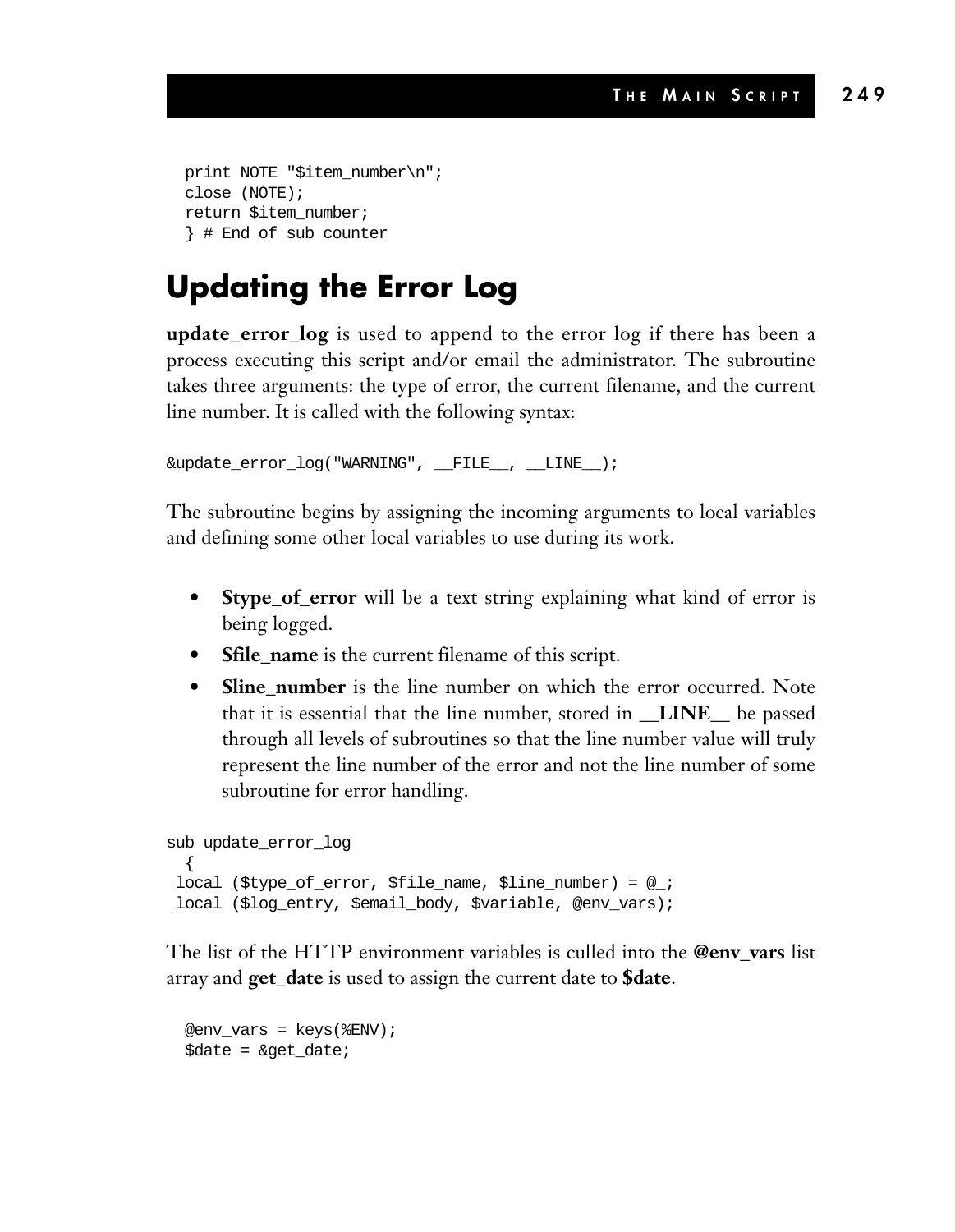```
print NOTE "$item_number\n";
close (NOTE);
return $item_number;
} # End of sub counter
```

## Updating the Error Log

**update_error_log** is used to append to the error log if there has been a process executing this script and/or email the administrator. The subroutine takes three arguments: the type of error, the current filename, and the current line number. It is called with the following syntax:

```
&update_error_log("WARNING", __FILE__, __LINE__);
```

The subroutine begins by assigning the incoming arguments to local variables and defining some other local variables to use during its work.

- **$type_of_error** will be a text string explaining what kind of error is being logged.
- **$file_name** is the current filename of this script.
- **$line_number** is the line number on which the error occurred. Note that it is essential that the line number, stored in **__LINE__** be passed through all levels of subroutines so that the line number value will truly represent the line number of the error and not the line number of some subroutine for error handling.

```
sub update_error_log
  {
 local ($type_of_error, $file_name, $line_number) = @_;
 local ($log_entry, $email_body, $variable, @env_vars);
```

The list of the HTTP environment variables is culled into the **@env_vars** list array and **get_date** is used to assign the current date to **$date**.

```
  @env_vars = keys(%ENV);
  $date = &get_date;
```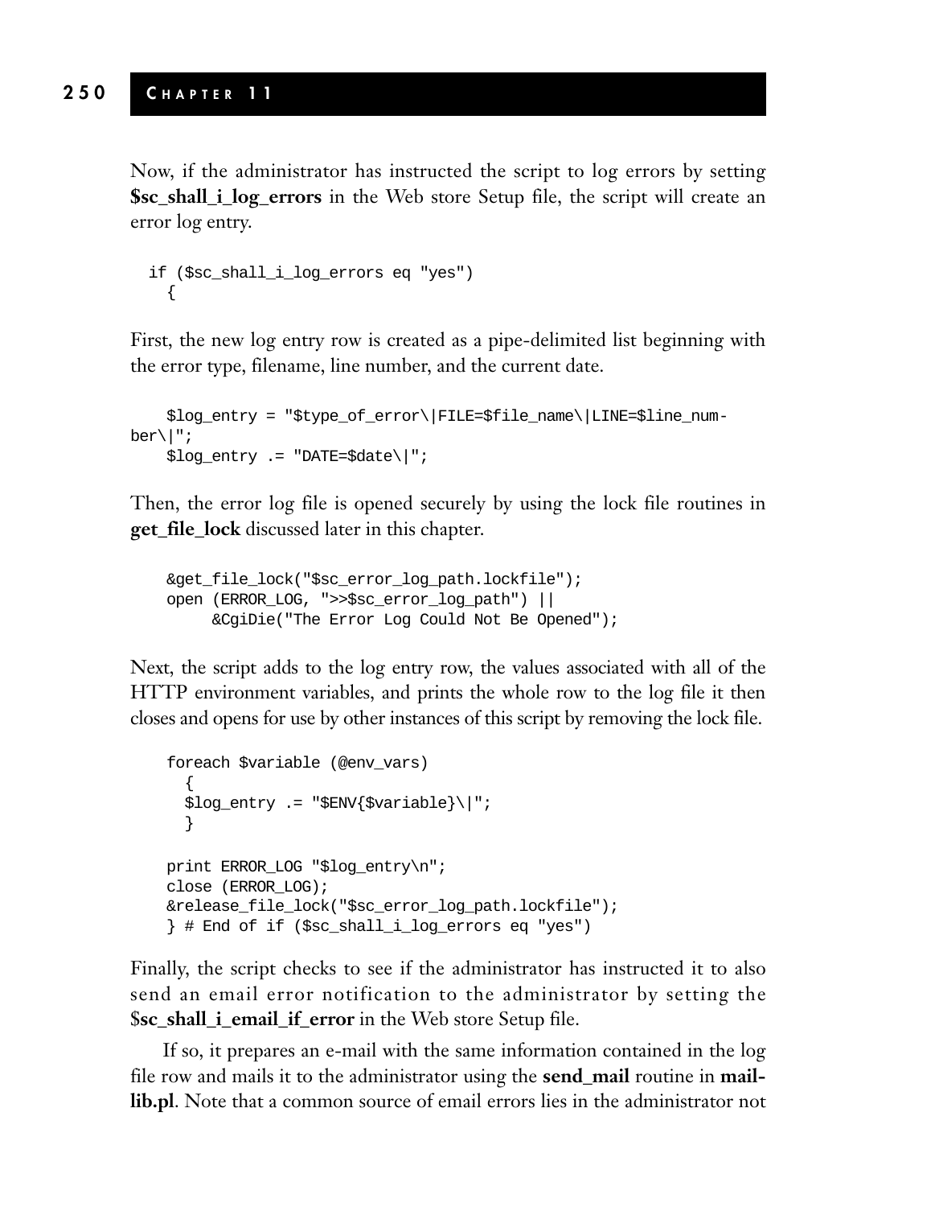Now, if the administrator has instructed the script to log errors by setting **$sc_shall_i_log_errors** in the Web store Setup file, the script will create an error log entry.

```
  if ($sc_shall_i_log_errors eq "yes")
    {
```

First, the new log entry row is created as a pipe-delimited list beginning with the error type, filename, line number, and the current date.

```
    $log_entry = "$type_of_error\|FILE=$file_name\|LINE=$line_num-
ber\|";
    $log_entry .= "DATE=$date\|";
```

Then, the error log file is opened securely by using the lock file routines in **get_file_lock** discussed later in this chapter.

```
    &get_file_lock("$sc_error_log_path.lockfile");
    open (ERROR_LOG, ">>$sc_error_log_path") ||
         &CgiDie("The Error Log Could Not Be Opened");
```

Next, the script adds to the log entry row, the values associated with all of the HTTP environment variables, and prints the whole row to the log file it then closes and opens for use by other instances of this script by removing the lock file.

```
    foreach $variable (@env_vars)
      {
      $log_entry .= "$ENV{$variable}\|";
      }

    print ERROR_LOG "$log_entry\n";
    close (ERROR_LOG);
    &release_file_lock("$sc_error_log_path.lockfile");
    } # End of if ($sc_shall_i_log_errors eq "yes")
```

Finally, the script checks to see if the administrator has instructed it to also send an email error notification to the administrator by setting the $**sc_shall_i_email_if_error** in the Web store Setup file.

If so, it prepares an e-mail with the same information contained in the log file row and mails it to the administrator using the **send_mail** routine in **mail-lib.pl**. Note that a common source of email errors lies in the administrator not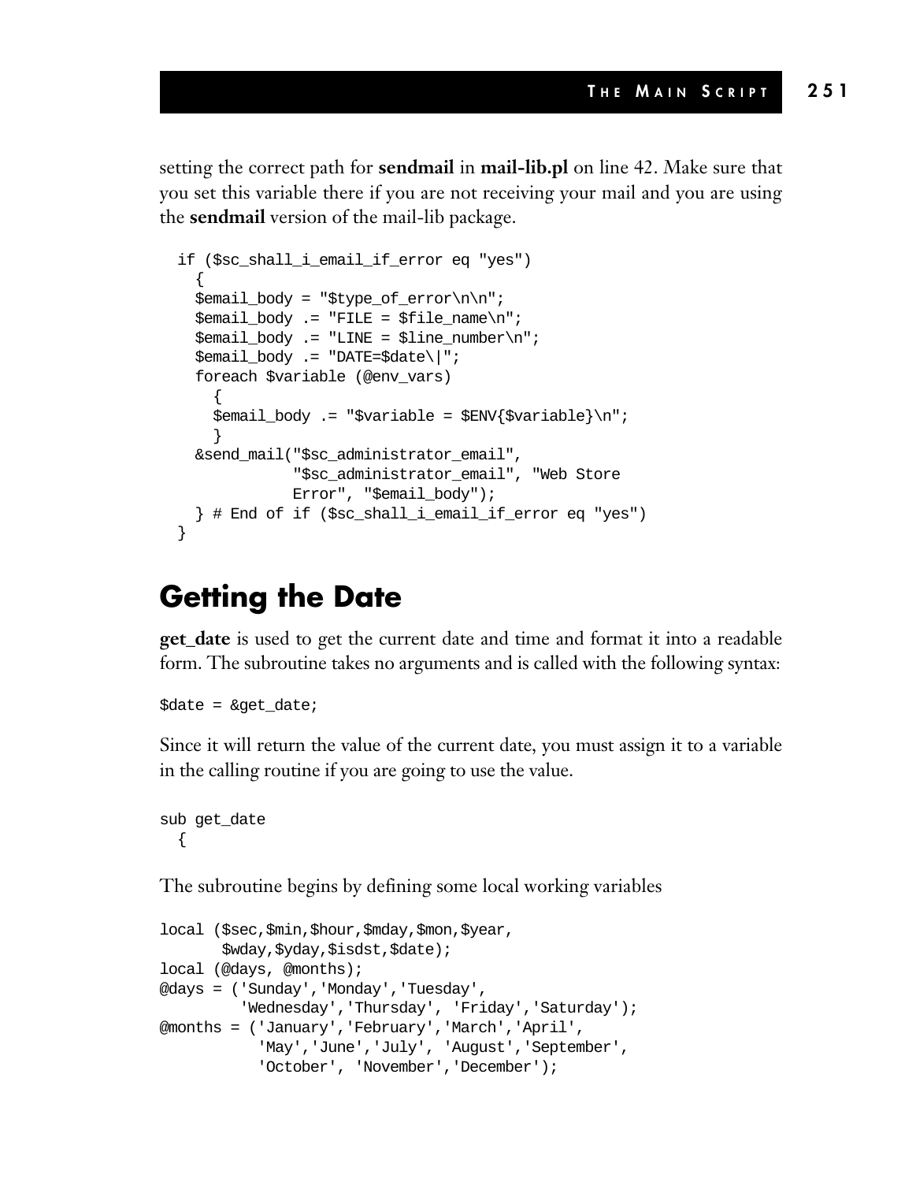setting the correct path for **sendmail** in **mail-lib.pl** on line 42. Make sure that you set this variable there if you are not receiving your mail and you are using the **sendmail** version of the mail-lib package.

```
  if ($sc_shall_i_email_if_error eq "yes")
    {
    $email_body = "$type_of_error\n\n";
    $email_body .= "FILE = $file_name\n";
    $email_body .= "LINE = $line_number\n";
    $email_body .= "DATE=$date\|";
    foreach $variable (@env_vars)
      {
      $email_body .= "$variable = $ENV{$variable}\n";
      }
    &send_mail("$sc_administrator_email",
               "$sc_administrator_email", "Web Store
               Error", "$email_body");
    } # End of if ($sc_shall_i_email_if_error eq "yes")
  }
```

## Getting the Date

**get_date** is used to get the current date and time and format it into a readable form. The subroutine takes no arguments and is called with the following syntax:

```
$date = &get_date;
```

Since it will return the value of the current date, you must assign it to a variable in the calling routine if you are going to use the value.

```
sub get_date
  {
```

The subroutine begins by defining some local working variables

```
local ($sec,$min,$hour,$mday,$mon,$year,
       $wday,$yday,$isdst,$date);
local (@days, @months);
@days = ('Sunday','Monday','Tuesday',
         'Wednesday','Thursday', 'Friday','Saturday');
@months = ('January','February','March','April',
           'May','June','July', 'August','September',
           'October', 'November','December');
```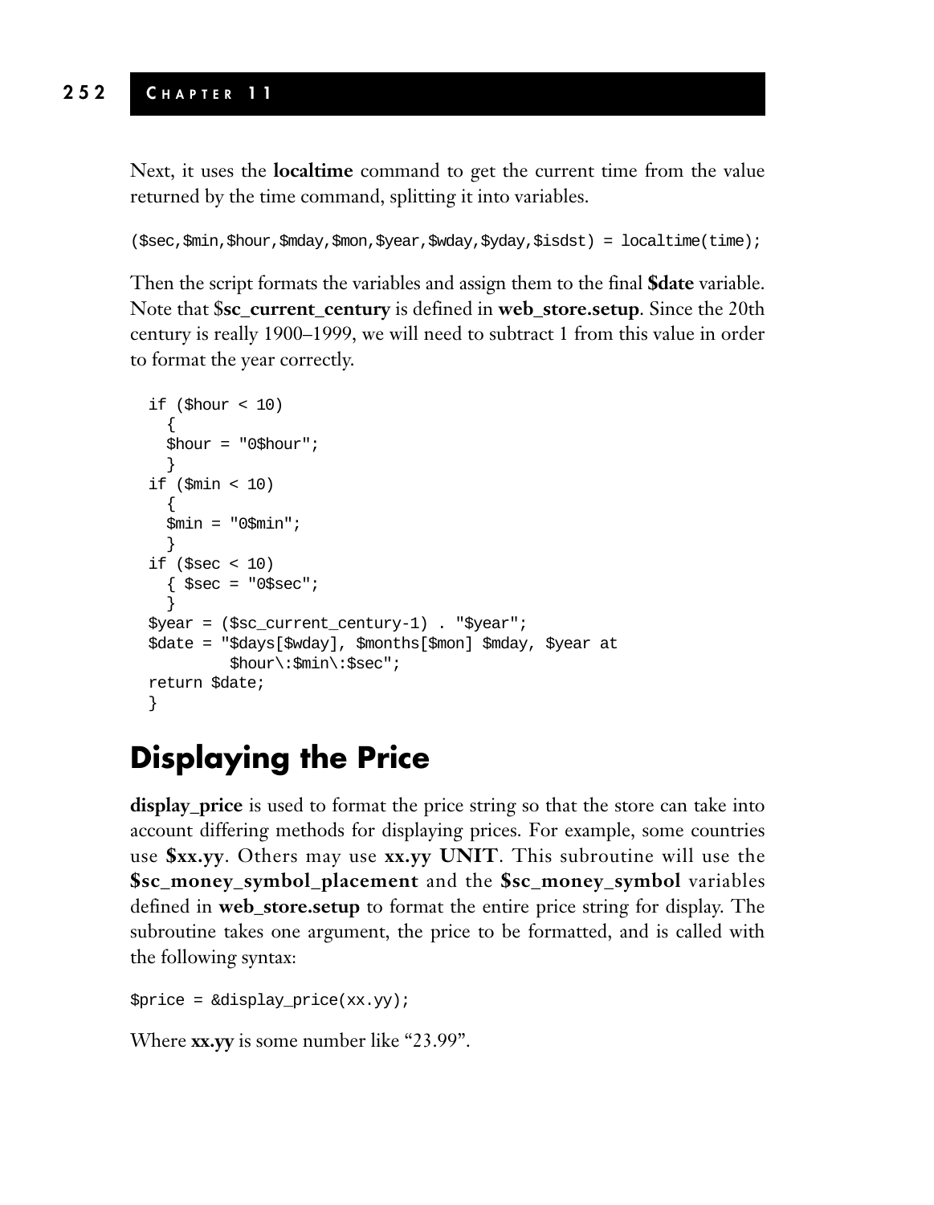Next, it uses the **localtime** command to get the current time from the value returned by the time command, splitting it into variables.

```
($sec,$min,$hour,$mday,$mon,$year,$wday,$yday,$isdst) = localtime(time);
```

Then the script formats the variables and assign them to the final **$date** variable. Note that $**sc_current_century** is defined in **web_store.setup**. Since the 20th century is really 1900–1999, we will need to subtract 1 from this value in order to format the year correctly.

```
  if ($hour < 10)
    {
    $hour = "0$hour";
    }
  if ($min < 10)
    {
    $min = "0$min";
    }
  if ($sec < 10)
    { $sec = "0$sec";
    }
  $year = ($sc_current_century-1) . "$year";
  $date = "$days[$wday], $months[$mon] $mday, $year at
           $hour\:$min\:$sec";
  return $date;
  }
```

## Displaying the Price

**display_price** is used to format the price string so that the store can take into account differing methods for displaying prices. For example, some countries use **$xx.yy**. Others may use **xx.yy UNIT**. This subroutine will use the **$sc_money_symbol_placement** and the **$sc_money_symbol** variables defined in **web_store.setup** to format the entire price string for display. The subroutine takes one argument, the price to be formatted, and is called with the following syntax:

```
$price = &display_price(xx.yy);
```

Where **xx.yy** is some number like “23.99”.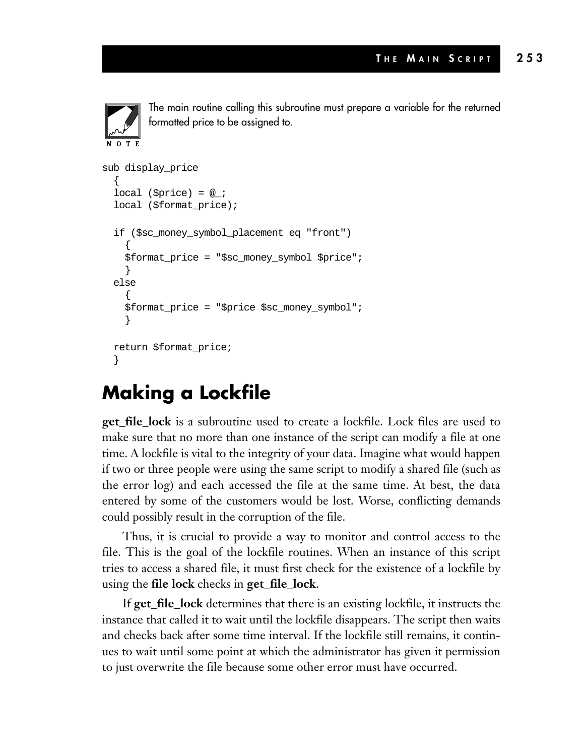> **NOTE:** The main routine calling this subroutine must prepare a variable for the returned formatted price to be assigned to.

```
sub display_price
  {
  local ($price) = @_;
  local ($format_price);

  if ($sc_money_symbol_placement eq "front")
    {
    $format_price = "$sc_money_symbol $price";
    }
  else
    {
    $format_price = "$price $sc_money_symbol";
    }

  return $format_price;
  }
```

## Making a Lockfile

**get_file_lock** is a subroutine used to create a lockfile. Lock files are used to make sure that no more than one instance of the script can modify a file at one time. A lockfile is vital to the integrity of your data. Imagine what would happen if two or three people were using the same script to modify a shared file (such as the error log) and each accessed the file at the same time. At best, the data entered by some of the customers would be lost. Worse, conflicting demands could possibly result in the corruption of the file.

Thus, it is crucial to provide a way to monitor and control access to the file. This is the goal of the lockfile routines. When an instance of this script tries to access a shared file, it must first check for the existence of a lockfile by using the **file lock** checks in **get_file_lock**.

If **get_file_lock** determines that there is an existing lockfile, it instructs the instance that called it to wait until the lockfile disappears. The script then waits and checks back after some time interval. If the lockfile still remains, it continues to wait until some point at which the administrator has given it permission to just overwrite the file because some other error must have occurred.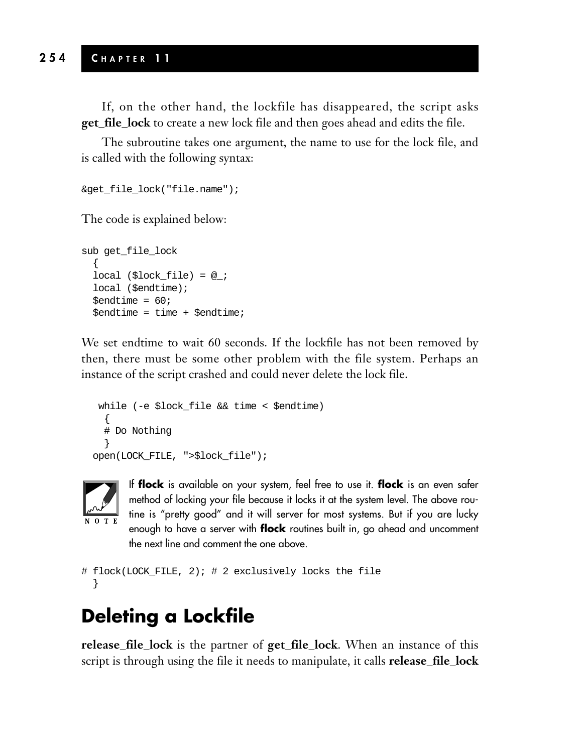If, on the other hand, the lockfile has disappeared, the script asks **get_file_lock** to create a new lock file and then goes ahead and edits the file.

The subroutine takes one argument, the name to use for the lock file, and is called with the following syntax:

```
&get_file_lock("file.name");
```

The code is explained below:

```
sub get_file_lock
  {
  local ($lock_file) = @_;
  local ($endtime);
  $endtime = 60;
  $endtime = time + $endtime;
```

We set endtime to wait 60 seconds. If the lockfile has not been removed by then, there must be some other problem with the file system. Perhaps an instance of the script crashed and could never delete the lock file.

```
   while (-e $lock_file && time < $endtime)
    {
    # Do Nothing
    }
  open(LOCK_FILE, ">$lock_file");
```

NOTE: If **flock** is available on your system, feel free to use it. **flock** is an even safer method of locking your file because it locks it at the system level. The above routine is "pretty good" and it will server for most systems. But if you are lucky enough to have a server with **flock** routines built in, go ahead and uncomment the next line and comment the one above.

```
# flock(LOCK_FILE, 2); # 2 exclusively locks the file
  }
```

## Deleting a Lockfile

**release_file_lock** is the partner of **get_file_lock**. When an instance of this script is through using the file it needs to manipulate, it calls **release_file_lock**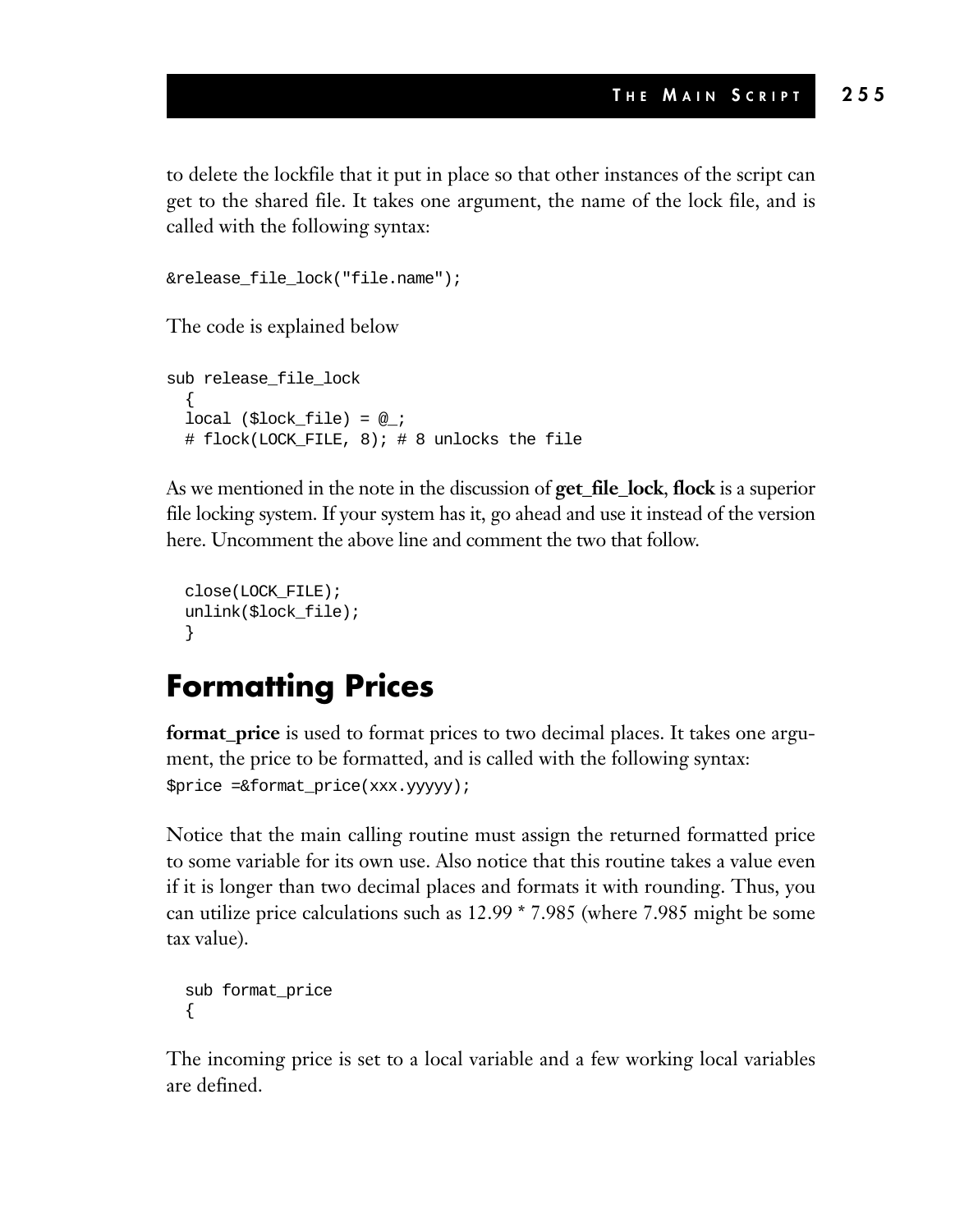to delete the lockfile that it put in place so that other instances of the script can get to the shared file. It takes one argument, the name of the lock file, and is called with the following syntax:

```
&release_file_lock("file.name");
```

The code is explained below

```
sub release_file_lock
  {
  local ($lock_file) = @_;
  # flock(LOCK_FILE, 8); # 8 unlocks the file
```

As we mentioned in the note in the discussion of **get_file_lock**, **flock** is a superior file locking system. If your system has it, go ahead and use it instead of the version here. Uncomment the above line and comment the two that follow.

```
  close(LOCK_FILE);
  unlink($lock_file);
  }
```

## Formatting Prices

**format_price** is used to format prices to two decimal places. It takes one argument, the price to be formatted, and is called with the following syntax:

```
$price =&format_price(xxx.yyyyy);
```

Notice that the main calling routine must assign the returned formatted price to some variable for its own use. Also notice that this routine takes a value even if it is longer than two decimal places and formats it with rounding. Thus, you can utilize price calculations such as 12.99 * 7.985 (where 7.985 might be some tax value).

```
  sub format_price
  {
```

The incoming price is set to a local variable and a few working local variables are defined.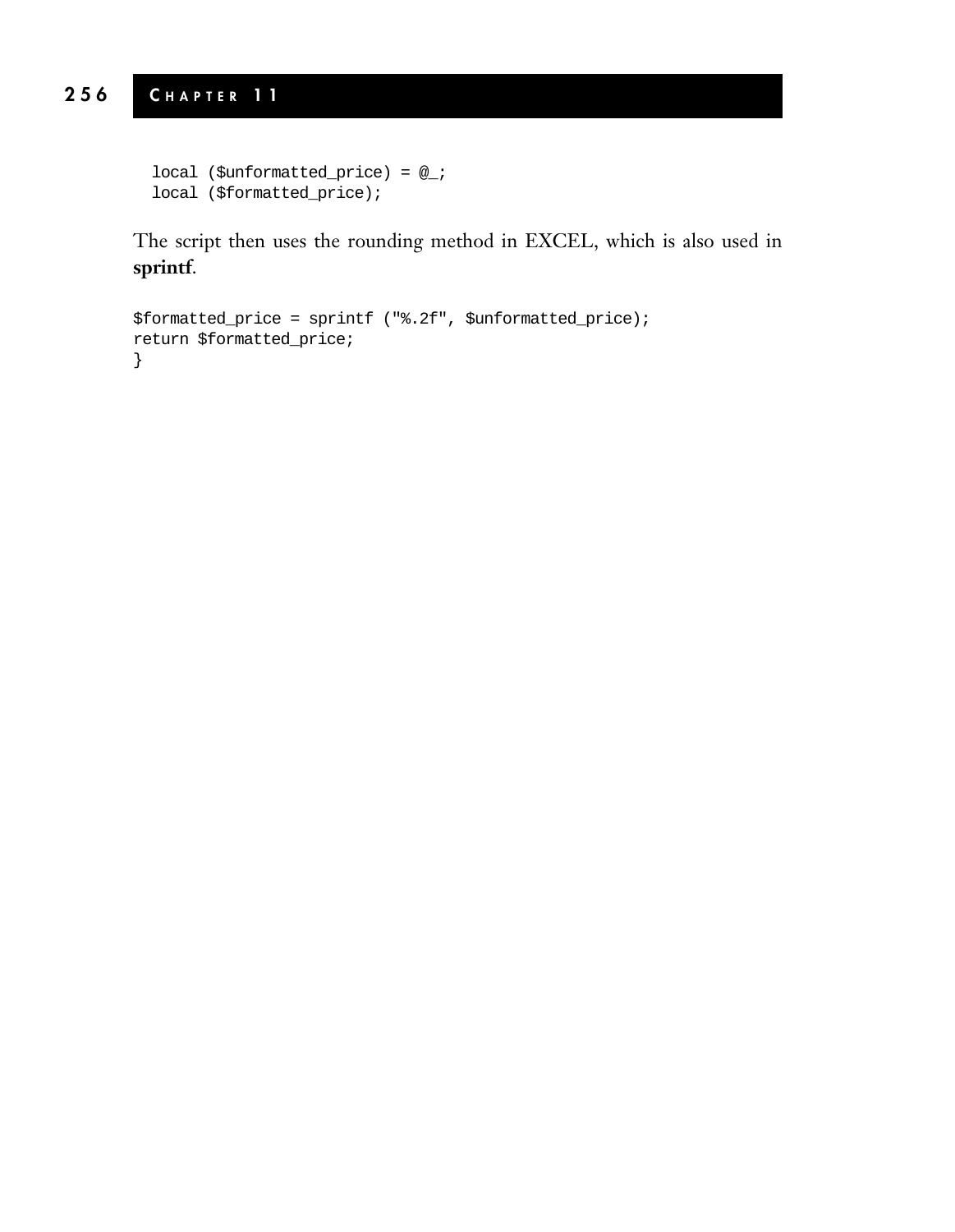```
  local ($unformatted_price) = @_;
  local ($formatted_price);
```

The script then uses the rounding method in EXCEL, which is also used in **sprintf**.

```
$formatted_price = sprintf ("%.2f", $unformatted_price);
return $formatted_price;
}
```